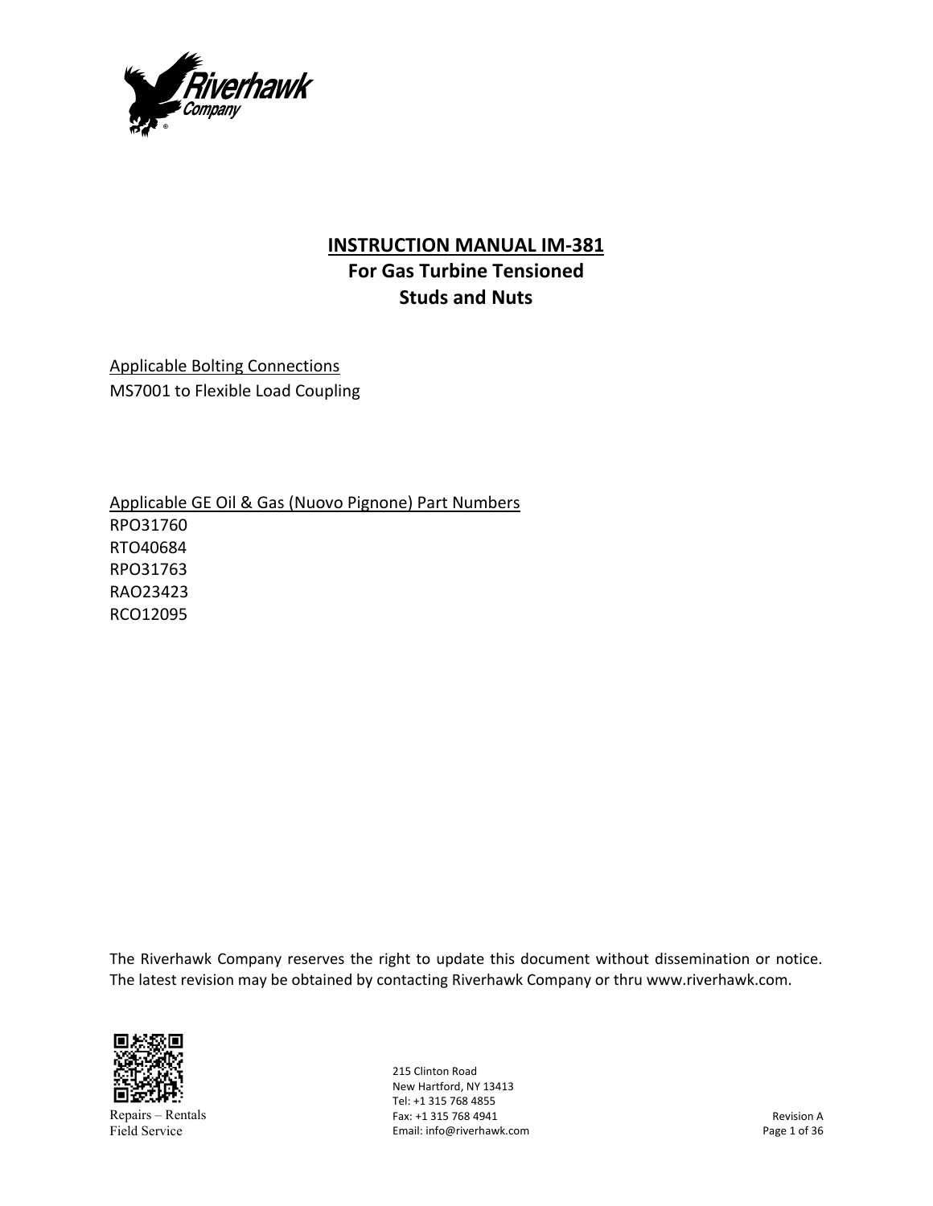# INSTRUCTION MANUAL IM-381
## For Gas Turbine Tensioned Studs and Nuts

Applicable Bolting Connections
MS7001 to Flexible Load Coupling

Applicable GE Oil & Gas (Nuovo Pignone) Part Numbers
RPO31760
RTO40684
RPO31763
RAO23423
RCO12095

The Riverhawk Company reserves the right to update this document without dissemination or notice. The latest revision may be obtained by contacting Riverhawk Company or thru www.riverhawk.com.

Repairs – Rentals
Field Service

215 Clinton Road
New Hartford, NY 13413
Tel: +1 315 768 4855
Fax: +1 315 768 4941
Email: info@riverhawk.com

Revision A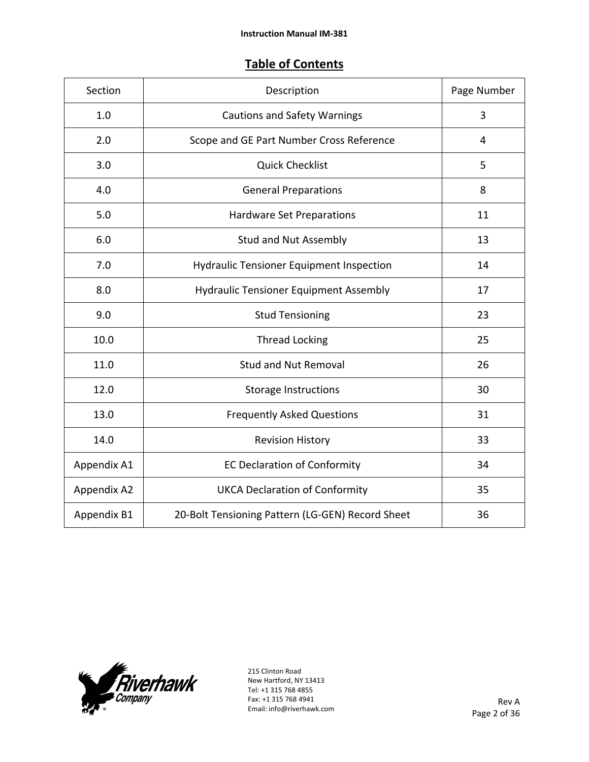## Table of Contents

| Section | Description | Page Number |
|---|---|---|
| 1.0 | Cautions and Safety Warnings | 3 |
| 2.0 | Scope and GE Part Number Cross Reference | 4 |
| 3.0 | Quick Checklist | 5 |
| 4.0 | General Preparations | 8 |
| 5.0 | Hardware Set Preparations | 11 |
| 6.0 | Stud and Nut Assembly | 13 |
| 7.0 | Hydraulic Tensioner Equipment Inspection | 14 |
| 8.0 | Hydraulic Tensioner Equipment Assembly | 17 |
| 9.0 | Stud Tensioning | 23 |
| 10.0 | Thread Locking | 25 |
| 11.0 | Stud and Nut Removal | 26 |
| 12.0 | Storage Instructions | 30 |
| 13.0 | Frequently Asked Questions | 31 |
| 14.0 | Revision History | 33 |
| Appendix A1 | EC Declaration of Conformity | 34 |
| Appendix A2 | UKCA Declaration of Conformity | 35 |
| Appendix B1 | 20-Bolt Tensioning Pattern (LG-GEN) Record Sheet | 36 |

215 Clinton Road
New Hartford, NY 13413
Tel: +1 315 768 4855
Fax: +1 315 768 4941
Email: info@riverhawk.com

Rev A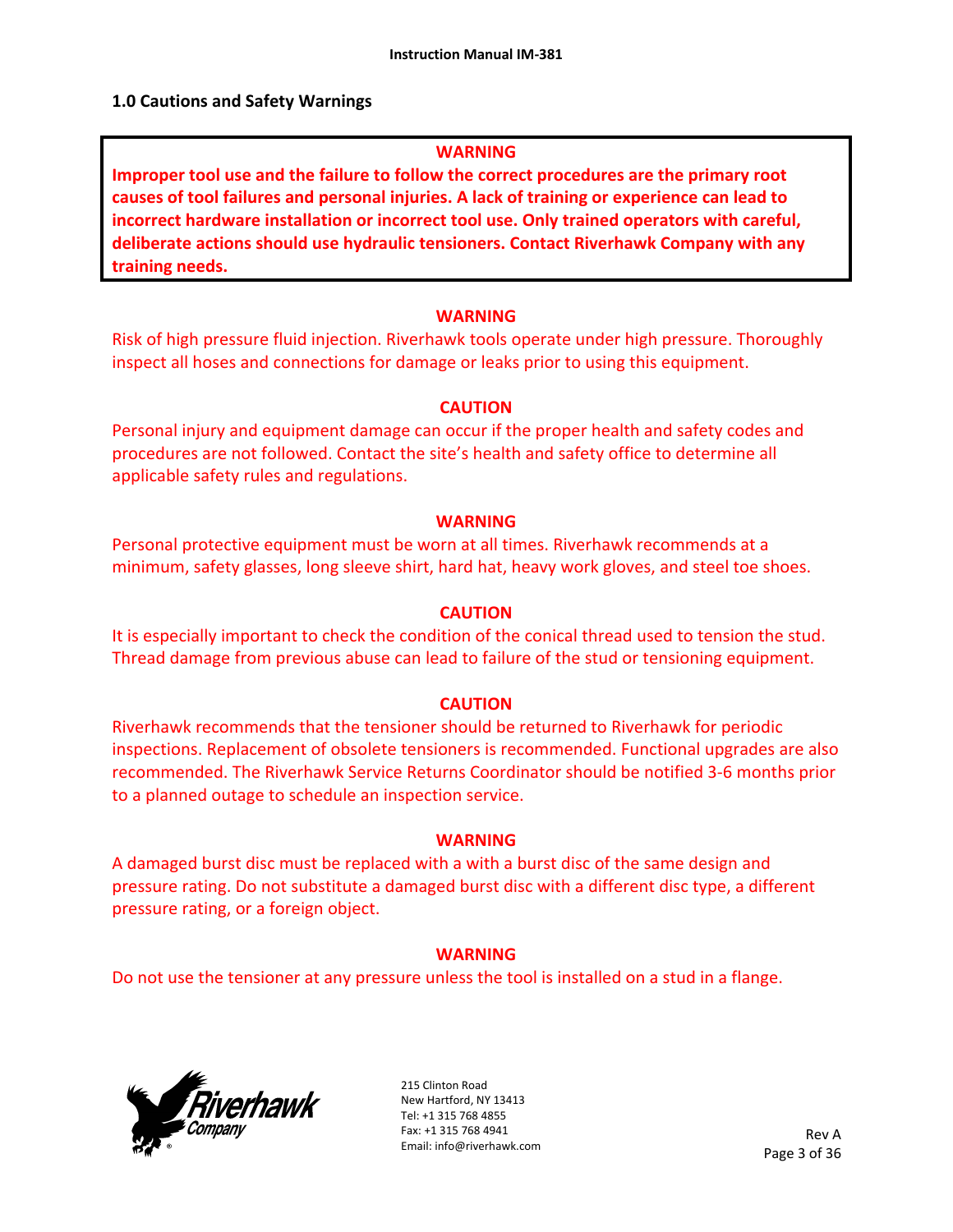## 1.0 Cautions and Safety Warnings

**WARNING**

**Improper tool use and the failure to follow the correct procedures are the primary root causes of tool failures and personal injuries. A lack of training or experience can lead to incorrect hardware installation or incorrect tool use. Only trained operators with careful, deliberate actions should use hydraulic tensioners. Contact Riverhawk Company with any training needs.**

**WARNING**

Risk of high pressure fluid injection. Riverhawk tools operate under high pressure. Thoroughly inspect all hoses and connections for damage or leaks prior to using this equipment.

**CAUTION**

Personal injury and equipment damage can occur if the proper health and safety codes and procedures are not followed. Contact the site's health and safety office to determine all applicable safety rules and regulations.

**WARNING**

Personal protective equipment must be worn at all times. Riverhawk recommends at a minimum, safety glasses, long sleeve shirt, hard hat, heavy work gloves, and steel toe shoes.

**CAUTION**

It is especially important to check the condition of the conical thread used to tension the stud. Thread damage from previous abuse can lead to failure of the stud or tensioning equipment.

**CAUTION**

Riverhawk recommends that the tensioner should be returned to Riverhawk for periodic inspections. Replacement of obsolete tensioners is recommended. Functional upgrades are also recommended. The Riverhawk Service Returns Coordinator should be notified 3-6 months prior to a planned outage to schedule an inspection service.

**WARNING**

A damaged burst disc must be replaced with a with a burst disc of the same design and pressure rating. Do not substitute a damaged burst disc with a different disc type, a different pressure rating, or a foreign object.

**WARNING**

Do not use the tensioner at any pressure unless the tool is installed on a stud in a flange.

215 Clinton Road
New Hartford, NY 13413
Tel: +1 315 768 4855
Fax: +1 315 768 4941
Email: info@riverhawk.com

Rev A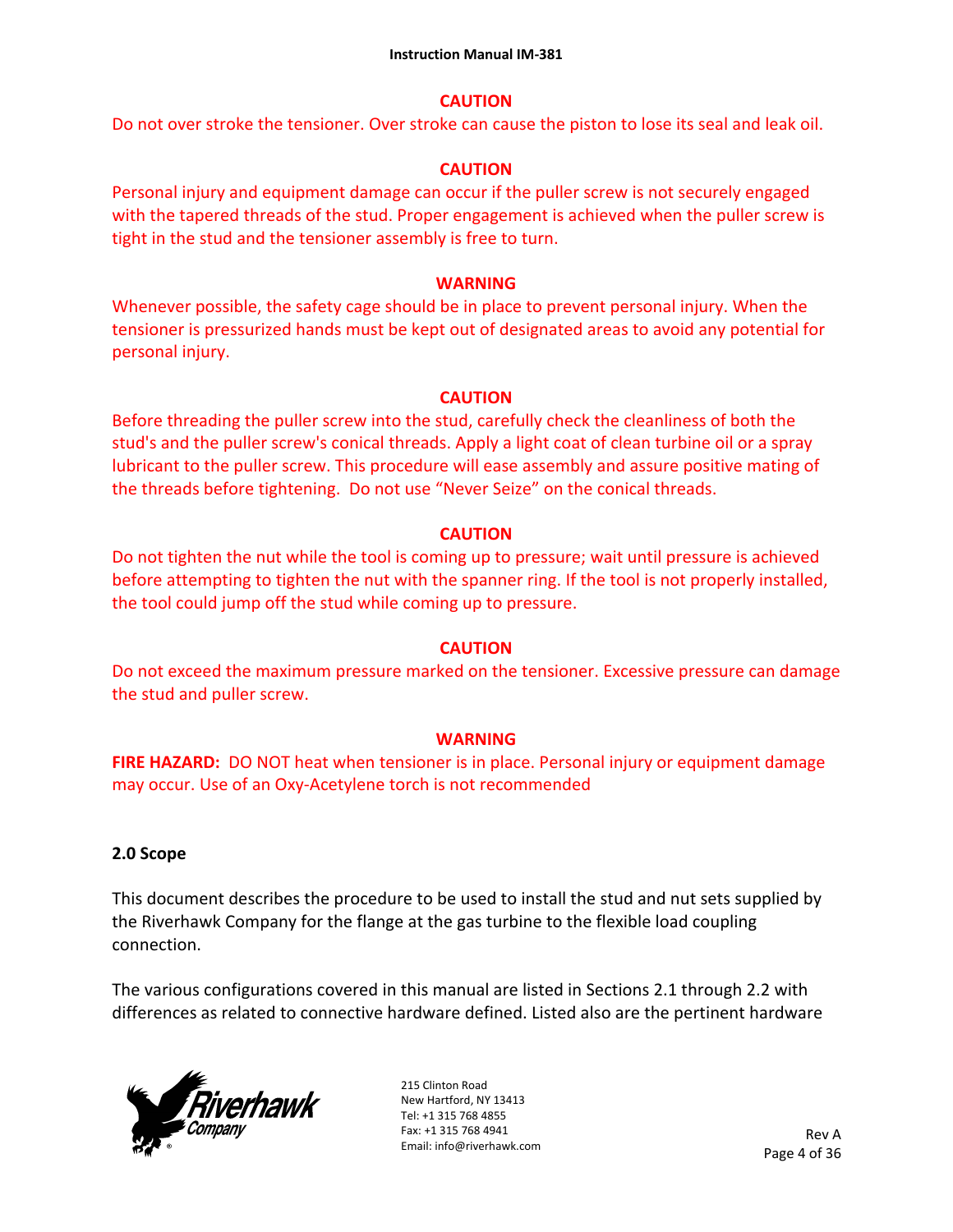**CAUTION**

Do not over stroke the tensioner. Over stroke can cause the piston to lose its seal and leak oil.

**CAUTION**

Personal injury and equipment damage can occur if the puller screw is not securely engaged with the tapered threads of the stud. Proper engagement is achieved when the puller screw is tight in the stud and the tensioner assembly is free to turn.

**WARNING**

Whenever possible, the safety cage should be in place to prevent personal injury. When the tensioner is pressurized hands must be kept out of designated areas to avoid any potential for personal injury.

**CAUTION**

Before threading the puller screw into the stud, carefully check the cleanliness of both the stud's and the puller screw's conical threads. Apply a light coat of clean turbine oil or a spray lubricant to the puller screw. This procedure will ease assembly and assure positive mating of the threads before tightening. Do not use "Never Seize" on the conical threads.

**CAUTION**

Do not tighten the nut while the tool is coming up to pressure; wait until pressure is achieved before attempting to tighten the nut with the spanner ring. If the tool is not properly installed, the tool could jump off the stud while coming up to pressure.

**CAUTION**

Do not exceed the maximum pressure marked on the tensioner. Excessive pressure can damage the stud and puller screw.

**WARNING**

**FIRE HAZARD:** DO NOT heat when tensioner is in place. Personal injury or equipment damage may occur. Use of an Oxy-Acetylene torch is not recommended

## 2.0 Scope

This document describes the procedure to be used to install the stud and nut sets supplied by the Riverhawk Company for the flange at the gas turbine to the flexible load coupling connection.

The various configurations covered in this manual are listed in Sections 2.1 through 2.2 with differences as related to connective hardware defined. Listed also are the pertinent hardware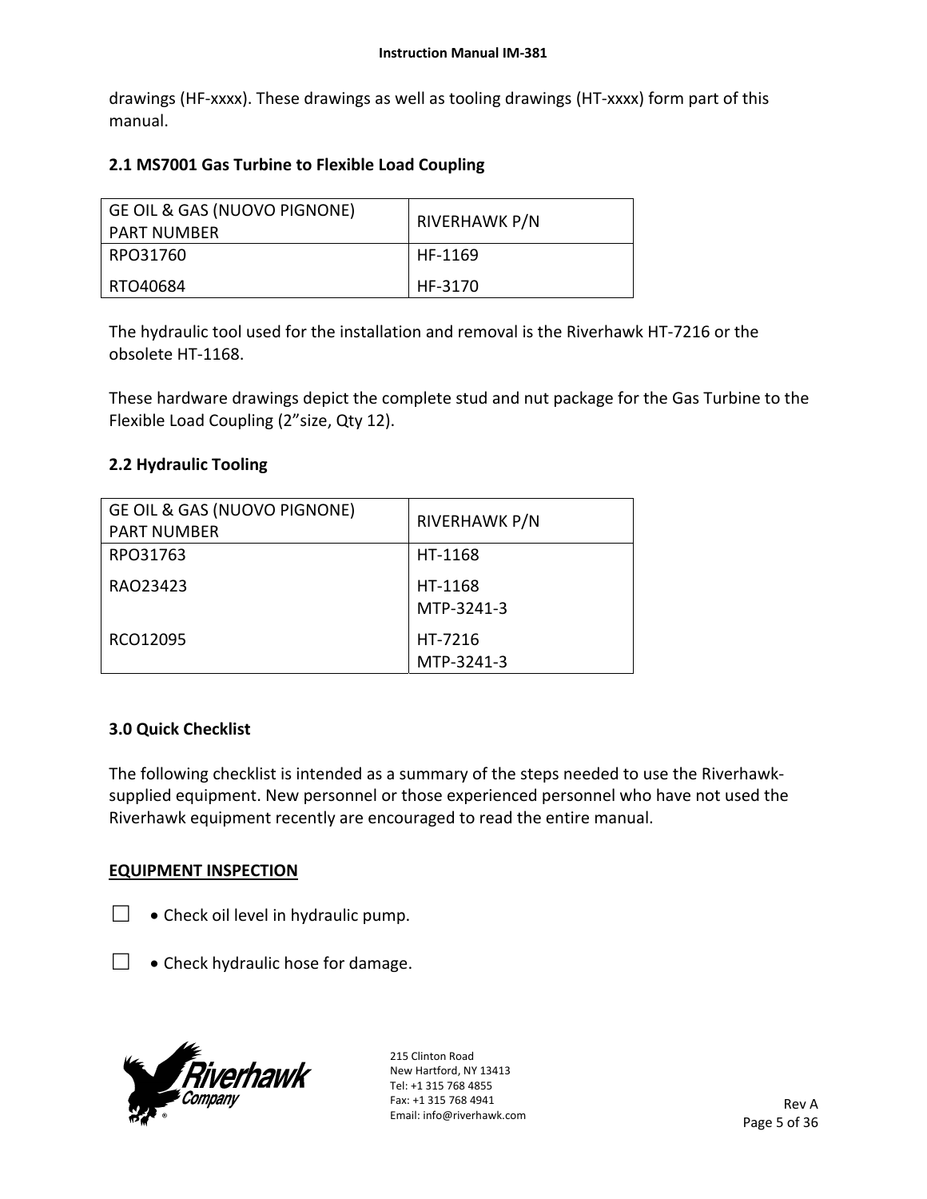drawings (HF-xxxx). These drawings as well as tooling drawings (HT-xxxx) form part of this manual.

## 2.1 MS7001 Gas Turbine to Flexible Load Coupling

| GE OIL & GAS (NUOVO PIGNONE) PART NUMBER | RIVERHAWK P/N |
|---|---|
| RPO31760 | HF-1169 |
| RTO40684 | HF-3170 |

The hydraulic tool used for the installation and removal is the Riverhawk HT-7216 or the obsolete HT-1168.

These hardware drawings depict the complete stud and nut package for the Gas Turbine to the Flexible Load Coupling (2"size, Qty 12).

## 2.2 Hydraulic Tooling

| GE OIL & GAS (NUOVO PIGNONE) PART NUMBER | RIVERHAWK P/N |
|---|---|
| RPO31763 | HT-1168 |
| RAO23423 | HT-1168<br>MTP-3241-3 |
| RCO12095 | HT-7216<br>MTP-3241-3 |

## 3.0 Quick Checklist

The following checklist is intended as a summary of the steps needed to use the Riverhawk-supplied equipment. New personnel or those experienced personnel who have not used the Riverhawk equipment recently are encouraged to read the entire manual.

**EQUIPMENT INSPECTION**

☐ • Check oil level in hydraulic pump.

☐ • Check hydraulic hose for damage.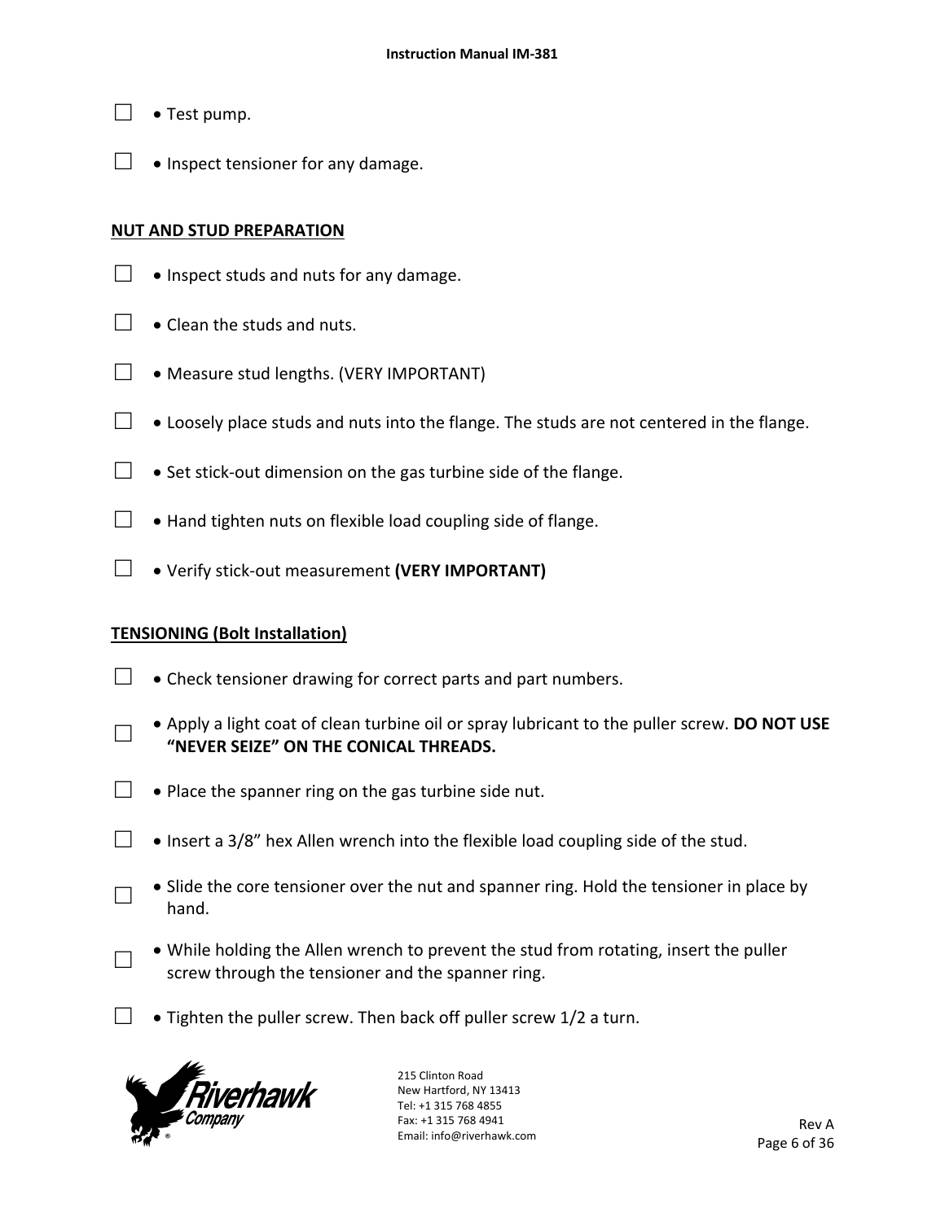☐ • Test pump.

☐ • Inspect tensioner for any damage.

**NUT AND STUD PREPARATION**

☐ • Inspect studs and nuts for any damage.

☐ • Clean the studs and nuts.

☐ • Measure stud lengths. (VERY IMPORTANT)

☐ • Loosely place studs and nuts into the flange. The studs are not centered in the flange.

☐ • Set stick-out dimension on the gas turbine side of the flange.

☐ • Hand tighten nuts on flexible load coupling side of flange.

☐ • Verify stick-out measurement **(VERY IMPORTANT)**

**TENSIONING (Bolt Installation)**

☐ • Check tensioner drawing for correct parts and part numbers.

☐ • Apply a light coat of clean turbine oil or spray lubricant to the puller screw. **DO NOT USE "NEVER SEIZE" ON THE CONICAL THREADS.**

☐ • Place the spanner ring on the gas turbine side nut.

☐ • Insert a 3/8" hex Allen wrench into the flexible load coupling side of the stud.

☐ • Slide the core tensioner over the nut and spanner ring. Hold the tensioner in place by hand.

☐ • While holding the Allen wrench to prevent the stud from rotating, insert the puller screw through the tensioner and the spanner ring.

☐ • Tighten the puller screw. Then back off puller screw 1/2 a turn.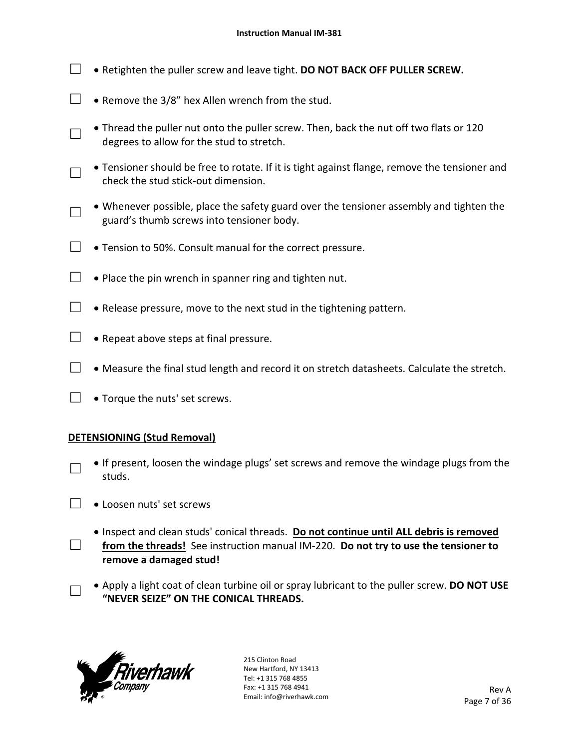- ☐ • Retighten the puller screw and leave tight. **DO NOT BACK OFF PULLER SCREW.**
- ☐ • Remove the 3/8" hex Allen wrench from the stud.
- ☐ • Thread the puller nut onto the puller screw. Then, back the nut off two flats or 120 degrees to allow for the stud to stretch.
- ☐ • Tensioner should be free to rotate. If it is tight against flange, remove the tensioner and check the stud stick-out dimension.
- ☐ • Whenever possible, place the safety guard over the tensioner assembly and tighten the guard's thumb screws into tensioner body.
- ☐ • Tension to 50%. Consult manual for the correct pressure.
- ☐ • Place the pin wrench in spanner ring and tighten nut.
- ☐ • Release pressure, move to the next stud in the tightening pattern.
- ☐ • Repeat above steps at final pressure.
- ☐ • Measure the final stud length and record it on stretch datasheets. Calculate the stretch.
- ☐ • Torque the nuts' set screws.

**DETENSIONING (Stud Removal)**

- ☐ • If present, loosen the windage plugs' set screws and remove the windage plugs from the studs.
- ☐ • Loosen nuts' set screws
- ☐ • Inspect and clean studs' conical threads. **Do not continue until ALL debris is removed from the threads!** See instruction manual IM-220. **Do not try to use the tensioner to remove a damaged stud!**
- ☐ • Apply a light coat of clean turbine oil or spray lubricant to the puller screw. **DO NOT USE "NEVER SEIZE" ON THE CONICAL THREADS.**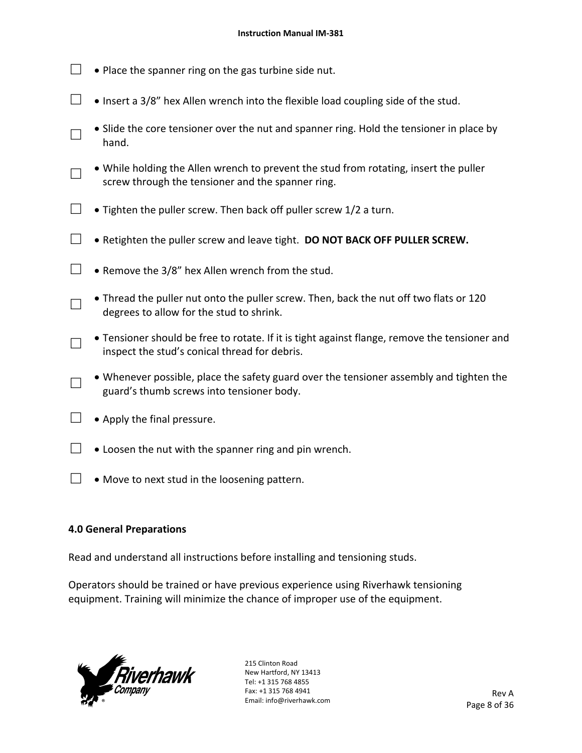- ☐ Place the spanner ring on the gas turbine side nut.
- ☐ Insert a 3/8" hex Allen wrench into the flexible load coupling side of the stud.
- ☐ Slide the core tensioner over the nut and spanner ring. Hold the tensioner in place by hand.
- ☐ While holding the Allen wrench to prevent the stud from rotating, insert the puller screw through the tensioner and the spanner ring.
- ☐ Tighten the puller screw. Then back off puller screw 1/2 a turn.
- ☐ Retighten the puller screw and leave tight. **DO NOT BACK OFF PULLER SCREW.**
- ☐ Remove the 3/8" hex Allen wrench from the stud.
- ☐ Thread the puller nut onto the puller screw. Then, back the nut off two flats or 120 degrees to allow for the stud to shrink.
- ☐ Tensioner should be free to rotate. If it is tight against flange, remove the tensioner and inspect the stud's conical thread for debris.
- ☐ Whenever possible, place the safety guard over the tensioner assembly and tighten the guard's thumb screws into tensioner body.
- ☐ Apply the final pressure.
- ☐ Loosen the nut with the spanner ring and pin wrench.
- ☐ Move to next stud in the loosening pattern.

## 4.0 General Preparations

Read and understand all instructions before installing and tensioning studs.

Operators should be trained or have previous experience using Riverhawk tensioning equipment. Training will minimize the chance of improper use of the equipment.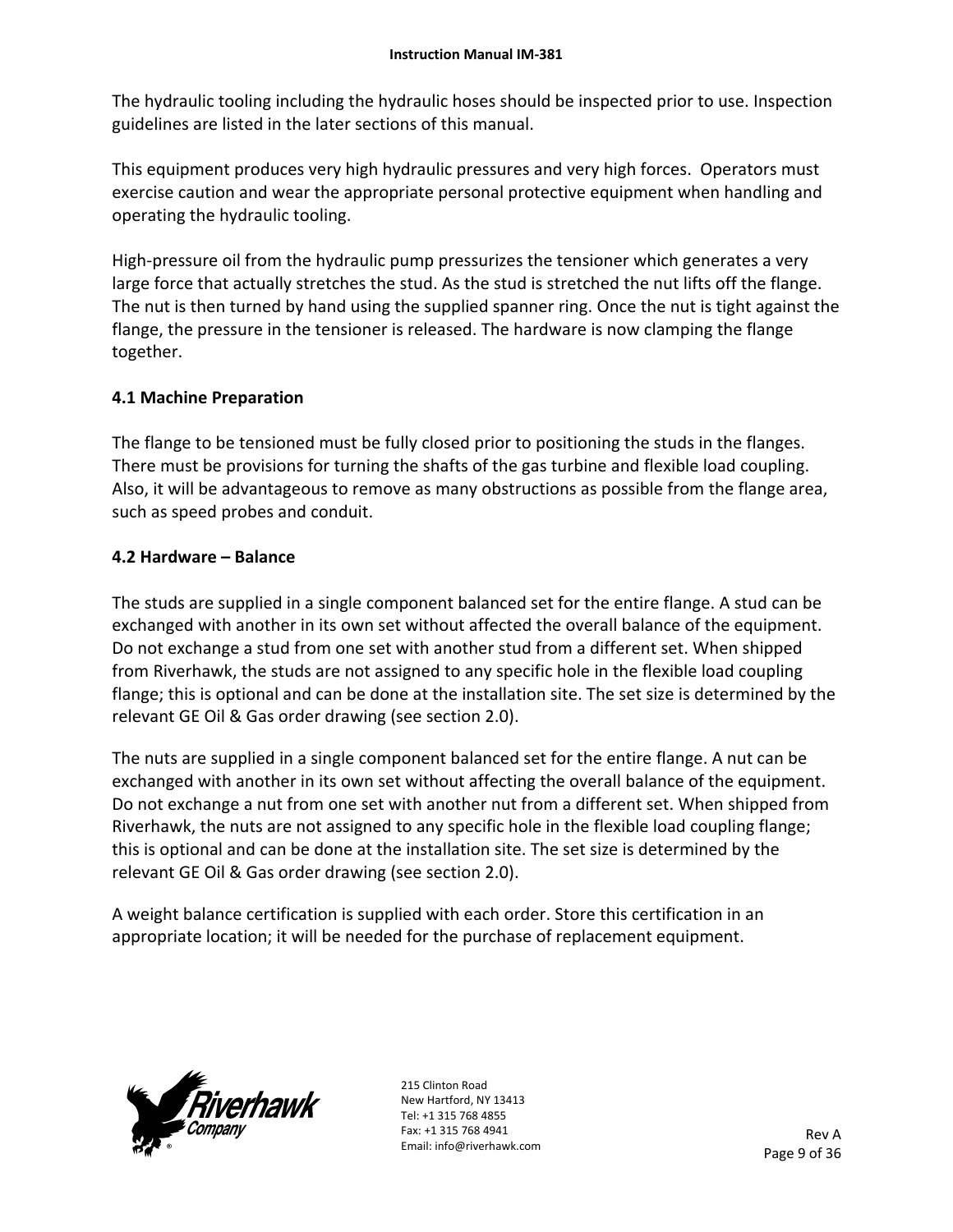The hydraulic tooling including the hydraulic hoses should be inspected prior to use. Inspection guidelines are listed in the later sections of this manual.

This equipment produces very high hydraulic pressures and very high forces. Operators must exercise caution and wear the appropriate personal protective equipment when handling and operating the hydraulic tooling.

High-pressure oil from the hydraulic pump pressurizes the tensioner which generates a very large force that actually stretches the stud. As the stud is stretched the nut lifts off the flange. The nut is then turned by hand using the supplied spanner ring. Once the nut is tight against the flange, the pressure in the tensioner is released. The hardware is now clamping the flange together.

## 4.1 Machine Preparation

The flange to be tensioned must be fully closed prior to positioning the studs in the flanges. There must be provisions for turning the shafts of the gas turbine and flexible load coupling. Also, it will be advantageous to remove as many obstructions as possible from the flange area, such as speed probes and conduit.

## 4.2 Hardware – Balance

The studs are supplied in a single component balanced set for the entire flange. A stud can be exchanged with another in its own set without affected the overall balance of the equipment. Do not exchange a stud from one set with another stud from a different set. When shipped from Riverhawk, the studs are not assigned to any specific hole in the flexible load coupling flange; this is optional and can be done at the installation site. The set size is determined by the relevant GE Oil & Gas order drawing (see section 2.0).

The nuts are supplied in a single component balanced set for the entire flange. A nut can be exchanged with another in its own set without affecting the overall balance of the equipment. Do not exchange a nut from one set with another nut from a different set. When shipped from Riverhawk, the nuts are not assigned to any specific hole in the flexible load coupling flange; this is optional and can be done at the installation site. The set size is determined by the relevant GE Oil & Gas order drawing (see section 2.0).

A weight balance certification is supplied with each order. Store this certification in an appropriate location; it will be needed for the purchase of replacement equipment.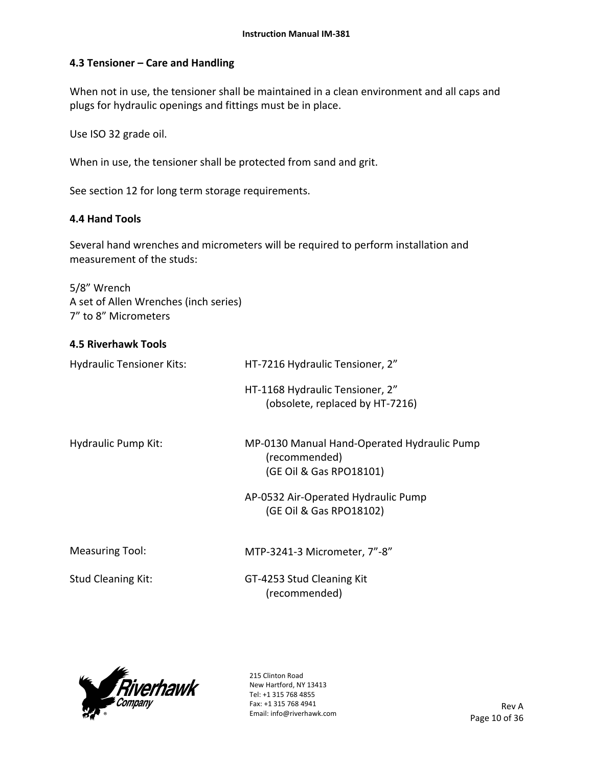## 4.3 Tensioner – Care and Handling

When not in use, the tensioner shall be maintained in a clean environment and all caps and plugs for hydraulic openings and fittings must be in place.

Use ISO 32 grade oil.

When in use, the tensioner shall be protected from sand and grit.

See section 12 for long term storage requirements.

## 4.4 Hand Tools

Several hand wrenches and micrometers will be required to perform installation and measurement of the studs:

5/8" Wrench
A set of Allen Wrenches (inch series)
7" to 8" Micrometers

## 4.5 Riverhawk Tools

| | |
|---|---|
| Hydraulic Tensioner Kits: | HT-7216 Hydraulic Tensioner, 2"<br><br>HT-1168 Hydraulic Tensioner, 2"<br>(obsolete, replaced by HT-7216) |
| Hydraulic Pump Kit: | MP-0130 Manual Hand-Operated Hydraulic Pump<br>(recommended)<br>(GE Oil & Gas RPO18101)<br><br>AP-0532 Air-Operated Hydraulic Pump<br>(GE Oil & Gas RPO18102) |
| Measuring Tool: | MTP-3241-3 Micrometer, 7"-8" |
| Stud Cleaning Kit: | GT-4253 Stud Cleaning Kit<br>(recommended) |

215 Clinton Road
New Hartford, NY 13413
Tel: +1 315 768 4855
Fax: +1 315 768 4941
Email: info@riverhawk.com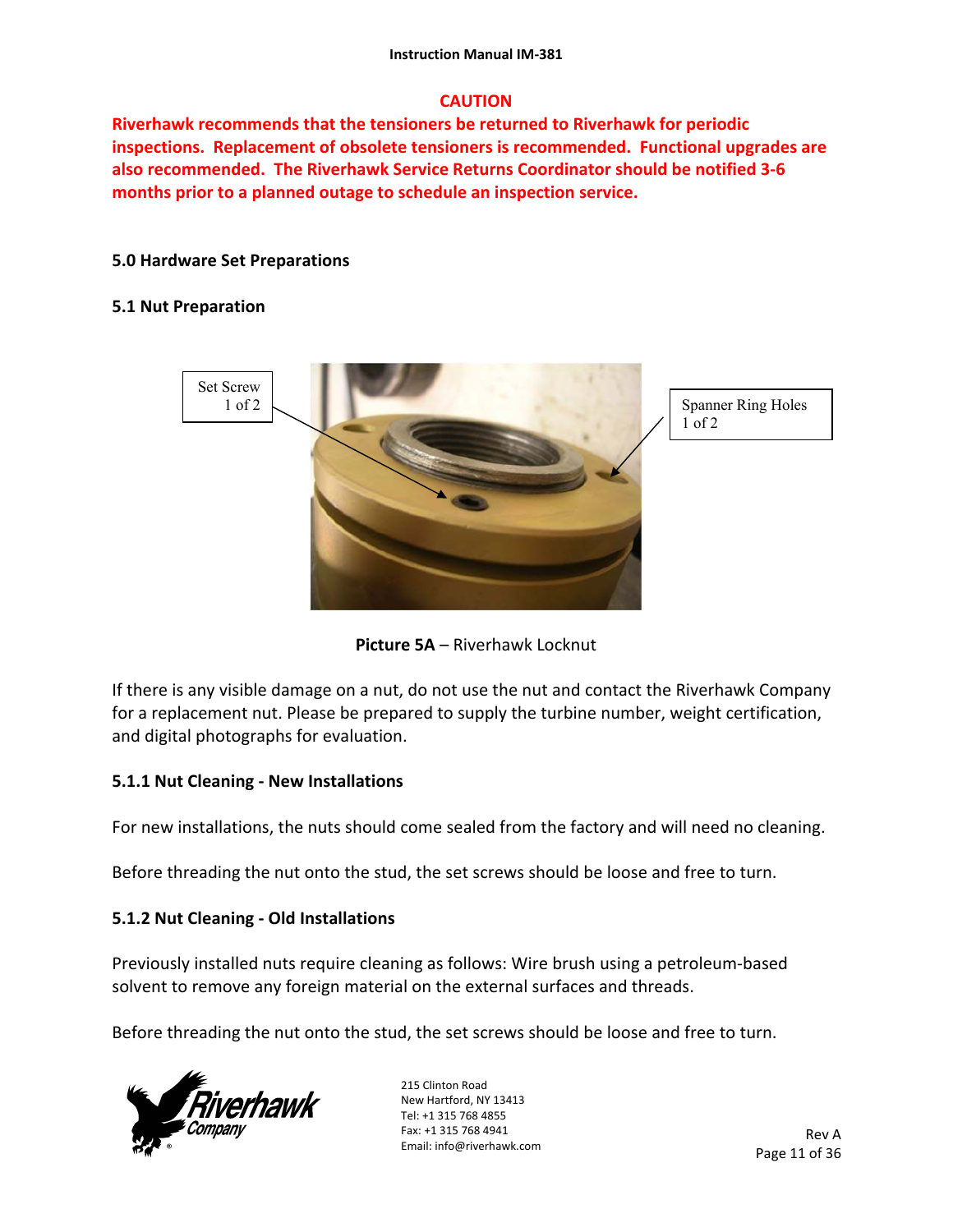**CAUTION**

**Riverhawk recommends that the tensioners be returned to Riverhawk for periodic inspections. Replacement of obsolete tensioners is recommended. Functional upgrades are also recommended. The Riverhawk Service Returns Coordinator should be notified 3-6 months prior to a planned outage to schedule an inspection service.**

## 5.0 Hardware Set Preparations

### 5.1 Nut Preparation

Set Screw 1 of 2

Spanner Ring Holes 1 of 2

**Picture 5A** – Riverhawk Locknut

If there is any visible damage on a nut, do not use the nut and contact the Riverhawk Company for a replacement nut. Please be prepared to supply the turbine number, weight certification, and digital photographs for evaluation.

#### 5.1.1 Nut Cleaning - New Installations

For new installations, the nuts should come sealed from the factory and will need no cleaning.

Before threading the nut onto the stud, the set screws should be loose and free to turn.

#### 5.1.2 Nut Cleaning - Old Installations

Previously installed nuts require cleaning as follows: Wire brush using a petroleum-based solvent to remove any foreign material on the external surfaces and threads.

Before threading the nut onto the stud, the set screws should be loose and free to turn.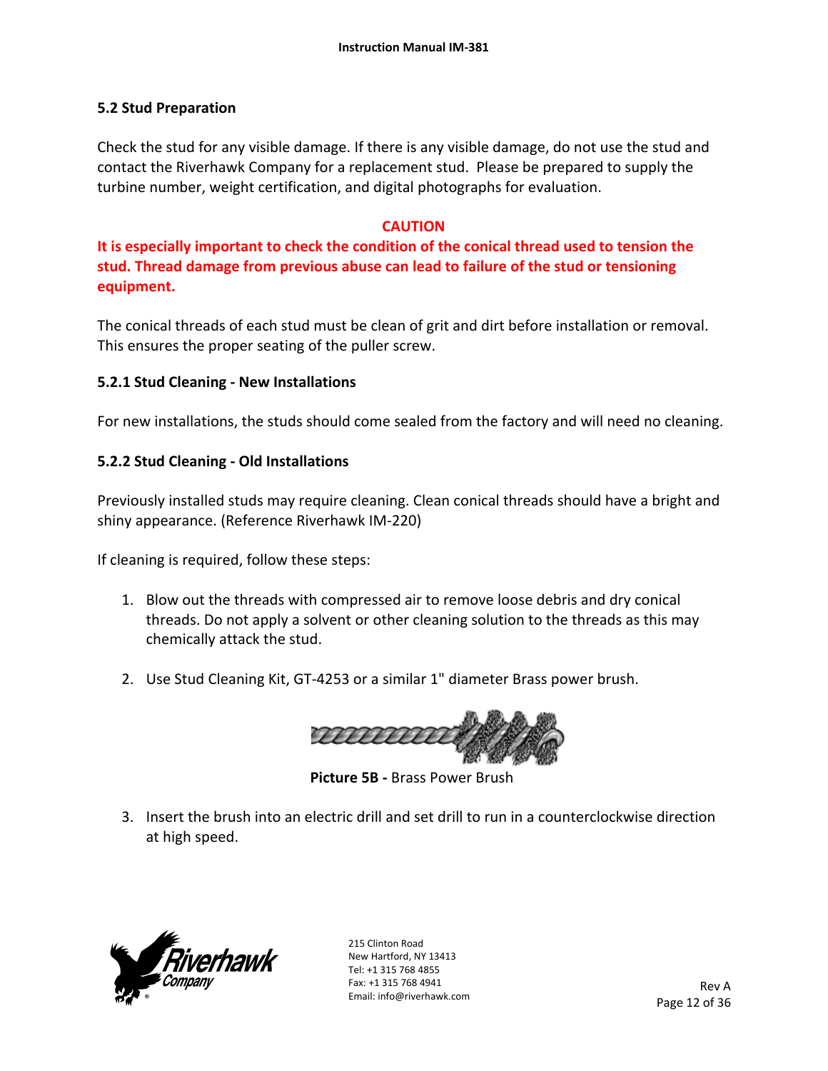## 5.2 Stud Preparation

Check the stud for any visible damage. If there is any visible damage, do not use the stud and contact the Riverhawk Company for a replacement stud. Please be prepared to supply the turbine number, weight certification, and digital photographs for evaluation.

**CAUTION**

**It is especially important to check the condition of the conical thread used to tension the stud. Thread damage from previous abuse can lead to failure of the stud or tensioning equipment.**

The conical threads of each stud must be clean of grit and dirt before installation or removal. This ensures the proper seating of the puller screw.

### 5.2.1 Stud Cleaning - New Installations

For new installations, the studs should come sealed from the factory and will need no cleaning.

### 5.2.2 Stud Cleaning - Old Installations

Previously installed studs may require cleaning. Clean conical threads should have a bright and shiny appearance. (Reference Riverhawk IM-220)

If cleaning is required, follow these steps:

1. Blow out the threads with compressed air to remove loose debris and dry conical threads. Do not apply a solvent or other cleaning solution to the threads as this may chemically attack the stud.

2. Use Stud Cleaning Kit, GT-4253 or a similar 1" diameter Brass power brush.

**Picture 5B -** Brass Power Brush

3. Insert the brush into an electric drill and set drill to run in a counterclockwise direction at high speed.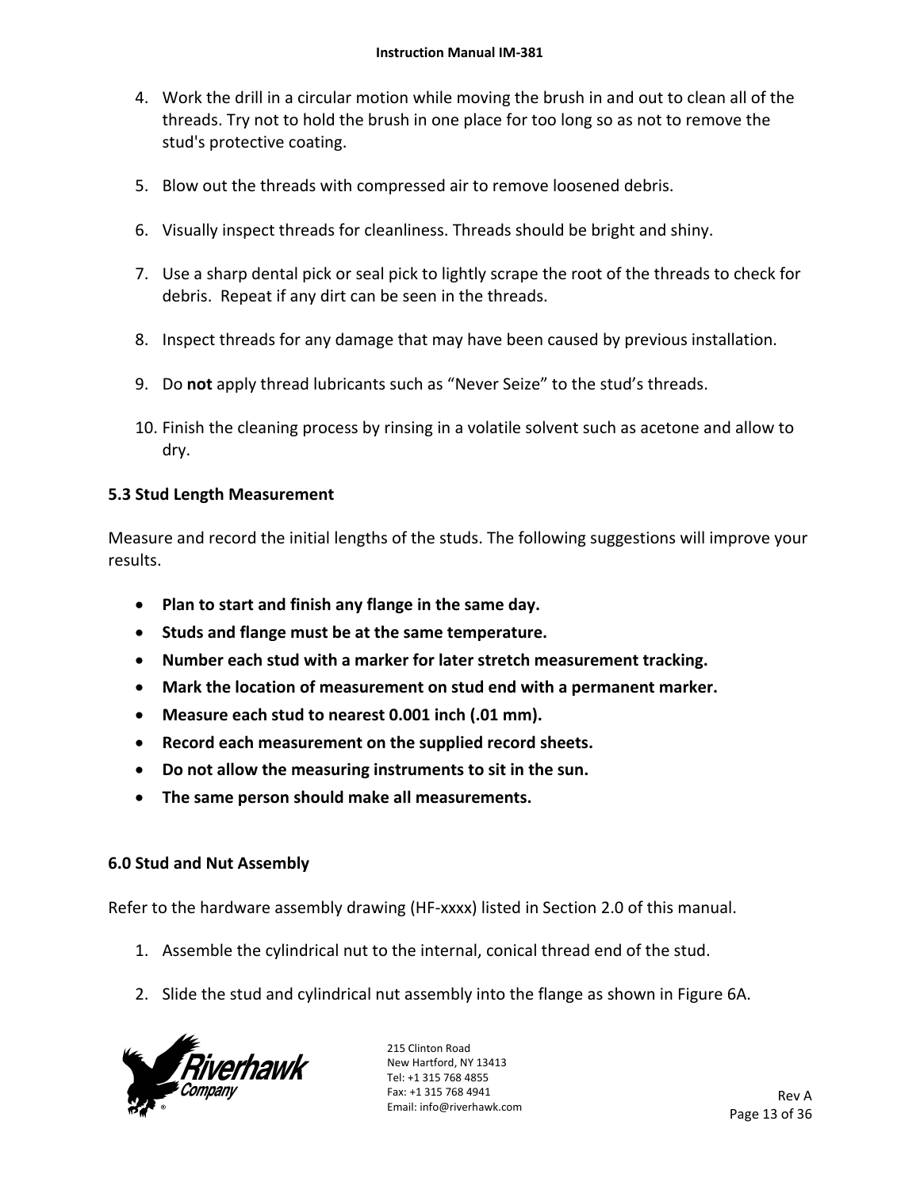4. Work the drill in a circular motion while moving the brush in and out to clean all of the threads. Try not to hold the brush in one place for too long so as not to remove the stud's protective coating.

5. Blow out the threads with compressed air to remove loosened debris.

6. Visually inspect threads for cleanliness. Threads should be bright and shiny.

7. Use a sharp dental pick or seal pick to lightly scrape the root of the threads to check for debris. Repeat if any dirt can be seen in the threads.

8. Inspect threads for any damage that may have been caused by previous installation.

9. Do **not** apply thread lubricants such as “Never Seize” to the stud’s threads.

10. Finish the cleaning process by rinsing in a volatile solvent such as acetone and allow to dry.

### 5.3 Stud Length Measurement

Measure and record the initial lengths of the studs. The following suggestions will improve your results.

- **Plan to start and finish any flange in the same day.**
- **Studs and flange must be at the same temperature.**
- **Number each stud with a marker for later stretch measurement tracking.**
- **Mark the location of measurement on stud end with a permanent marker.**
- **Measure each stud to nearest 0.001 inch (.01 mm).**
- **Record each measurement on the supplied record sheets.**
- **Do not allow the measuring instruments to sit in the sun.**
- **The same person should make all measurements.**

## 6.0 Stud and Nut Assembly

Refer to the hardware assembly drawing (HF-xxxx) listed in Section 2.0 of this manual.

1. Assemble the cylindrical nut to the internal, conical thread end of the stud.

2. Slide the stud and cylindrical nut assembly into the flange as shown in Figure 6A.

215 Clinton Road
New Hartford, NY 13413
Tel: +1 315 768 4855
Fax: +1 315 768 4941
Email: info@riverhawk.com

Rev A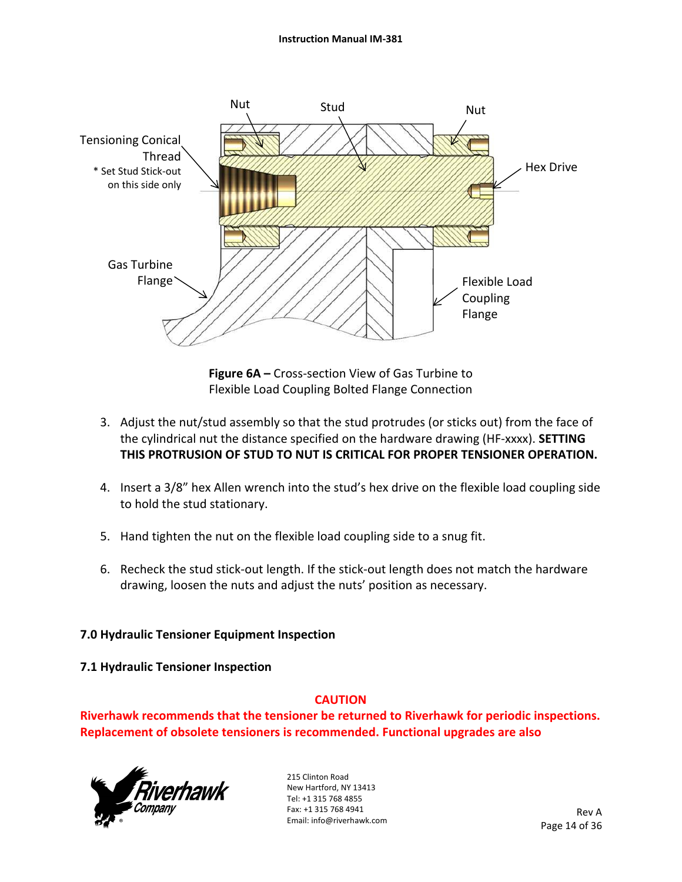**Figure 6A –** Cross-section View of Gas Turbine to Flexible Load Coupling Bolted Flange Connection

3. Adjust the nut/stud assembly so that the stud protrudes (or sticks out) from the face of the cylindrical nut the distance specified on the hardware drawing (HF-xxxx). **SETTING THIS PROTRUSION OF STUD TO NUT IS CRITICAL FOR PROPER TENSIONER OPERATION.**

4. Insert a 3/8" hex Allen wrench into the stud's hex drive on the flexible load coupling side to hold the stud stationary.

5. Hand tighten the nut on the flexible load coupling side to a snug fit.

6. Recheck the stud stick-out length. If the stick-out length does not match the hardware drawing, loosen the nuts and adjust the nuts' position as necessary.

## 7.0 Hydraulic Tensioner Equipment Inspection

### 7.1 Hydraulic Tensioner Inspection

**CAUTION**

**Riverhawk recommends that the tensioner be returned to Riverhawk for periodic inspections. Replacement of obsolete tensioners is recommended. Functional upgrades are also**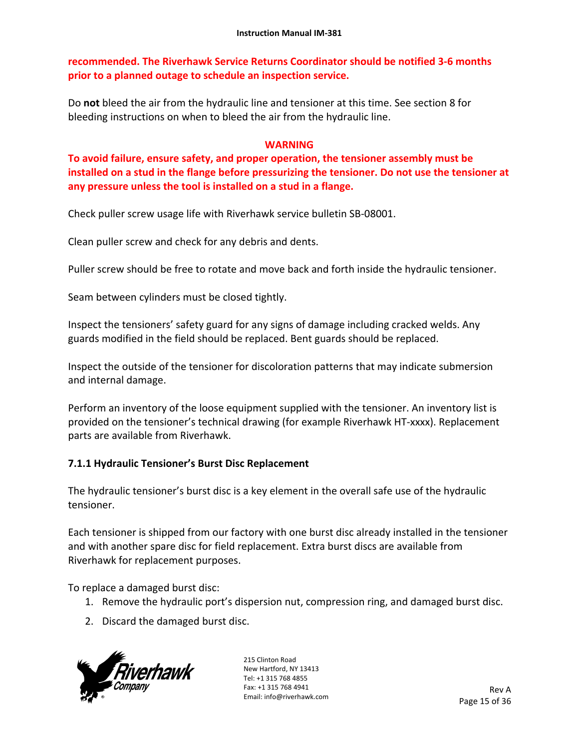**recommended. The Riverhawk Service Returns Coordinator should be notified 3-6 months prior to a planned outage to schedule an inspection service.**

Do **not** bleed the air from the hydraulic line and tensioner at this time. See section 8 for bleeding instructions on when to bleed the air from the hydraulic line.

**WARNING**

**To avoid failure, ensure safety, and proper operation, the tensioner assembly must be installed on a stud in the flange before pressurizing the tensioner. Do not use the tensioner at any pressure unless the tool is installed on a stud in a flange.**

Check puller screw usage life with Riverhawk service bulletin SB-08001.

Clean puller screw and check for any debris and dents.

Puller screw should be free to rotate and move back and forth inside the hydraulic tensioner.

Seam between cylinders must be closed tightly.

Inspect the tensioners' safety guard for any signs of damage including cracked welds. Any guards modified in the field should be replaced. Bent guards should be replaced.

Inspect the outside of the tensioner for discoloration patterns that may indicate submersion and internal damage.

Perform an inventory of the loose equipment supplied with the tensioner. An inventory list is provided on the tensioner's technical drawing (for example Riverhawk HT-xxxx). Replacement parts are available from Riverhawk.

### 7.1.1 Hydraulic Tensioner's Burst Disc Replacement

The hydraulic tensioner's burst disc is a key element in the overall safe use of the hydraulic tensioner.

Each tensioner is shipped from our factory with one burst disc already installed in the tensioner and with another spare disc for field replacement. Extra burst discs are available from Riverhawk for replacement purposes.

To replace a damaged burst disc:

1. Remove the hydraulic port's dispersion nut, compression ring, and damaged burst disc.
2. Discard the damaged burst disc.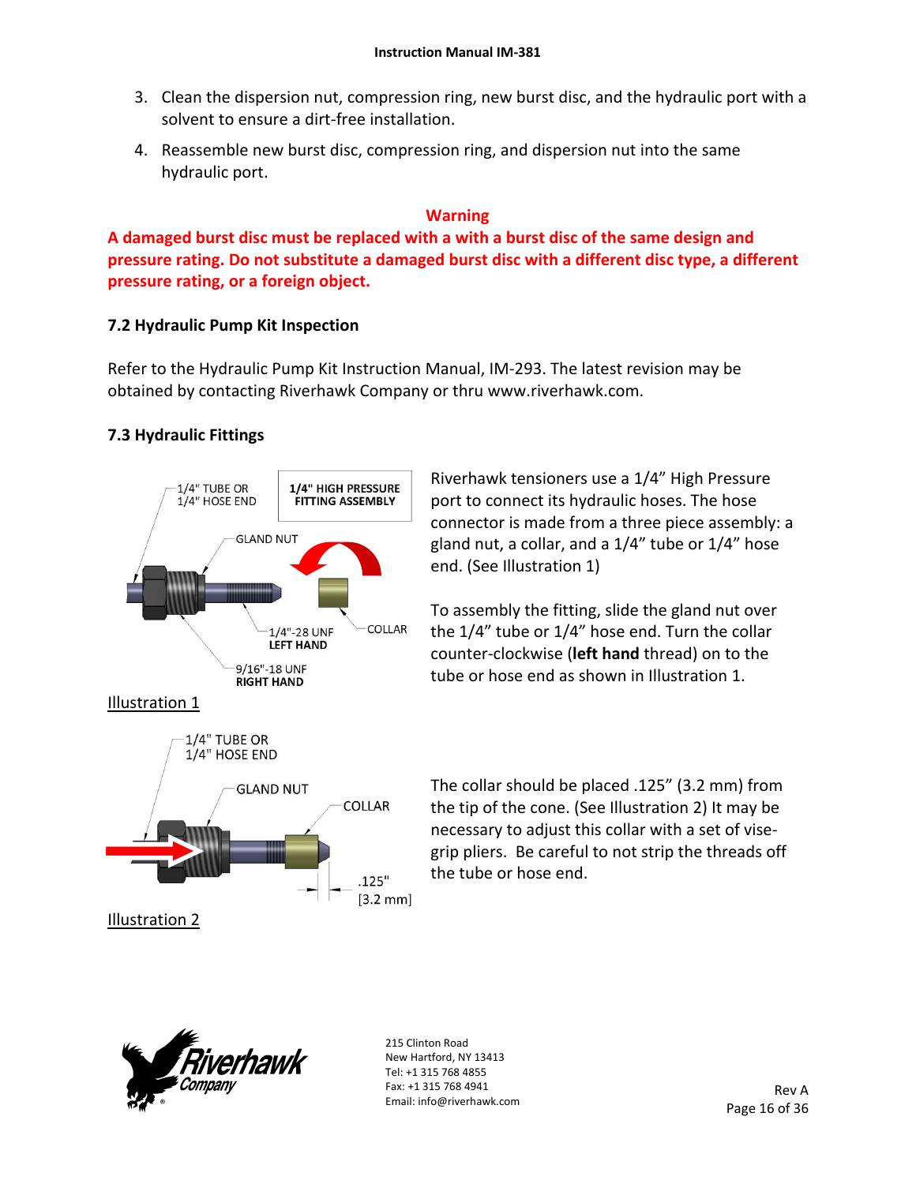3. Clean the dispersion nut, compression ring, new burst disc, and the hydraulic port with a solvent to ensure a dirt-free installation.
4. Reassemble new burst disc, compression ring, and dispersion nut into the same hydraulic port.

**Warning**

**A damaged burst disc must be replaced with a with a burst disc of the same design and pressure rating. Do not substitute a damaged burst disc with a different disc type, a different pressure rating, or a foreign object.**

### 7.2 Hydraulic Pump Kit Inspection

Refer to the Hydraulic Pump Kit Instruction Manual, IM-293. The latest revision may be obtained by contacting Riverhawk Company or thru www.riverhawk.com.

### 7.3 Hydraulic Fittings

1/4" TUBE OR 1/4" HOSE END

**1/4" HIGH PRESSURE FITTING ASSEMBLY**

GLAND NUT

COLLAR

1/4"-28 UNF **LEFT HAND**

9/16"-18 UNF **RIGHT HAND**

Illustration 1

Riverhawk tensioners use a 1/4" High Pressure port to connect its hydraulic hoses. The hose connector is made from a three piece assembly: a gland nut, a collar, and a 1/4" tube or 1/4" hose end. (See Illustration 1)

To assembly the fitting, slide the gland nut over the 1/4" tube or 1/4" hose end. Turn the collar counter-clockwise (**left hand** thread) on to the tube or hose end as shown in Illustration 1.

1/4" TUBE OR 1/4" HOSE END

GLAND NUT

COLLAR

.125" [3.2 mm]

Illustration 2

The collar should be placed .125" (3.2 mm) from the tip of the cone. (See Illustration 2) It may be necessary to adjust this collar with a set of vise-grip pliers. Be careful to not strip the threads off the tube or hose end.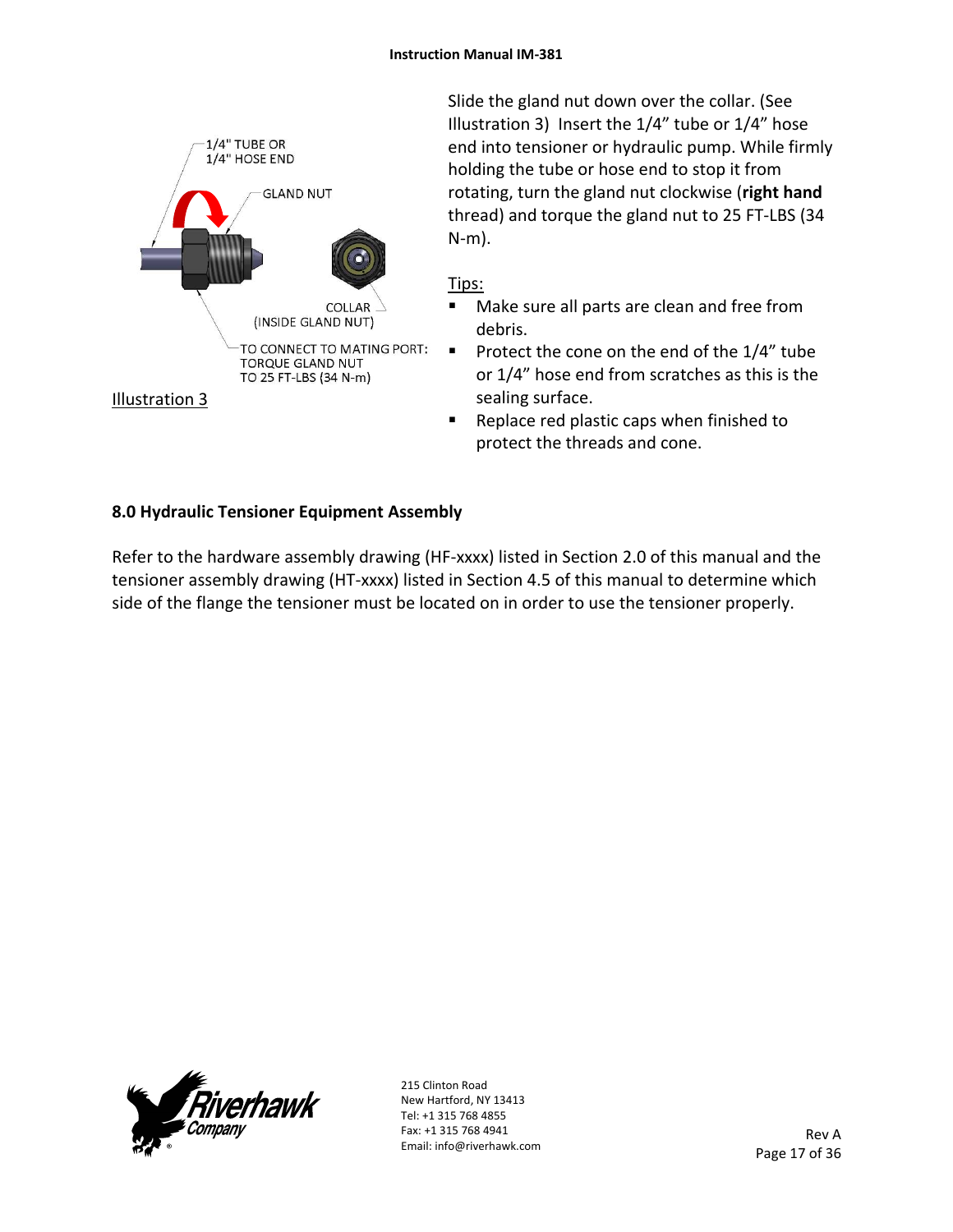1/4" TUBE OR
1/4" HOSE END

GLAND NUT

COLLAR
(INSIDE GLAND NUT)

TO CONNECT TO MATING PORT:
TORQUE GLAND NUT
TO 25 FT-LBS (34 N-m)

Illustration 3

Slide the gland nut down over the collar. (See Illustration 3) Insert the 1/4" tube or 1/4" hose end into tensioner or hydraulic pump. While firmly holding the tube or hose end to stop it from rotating, turn the gland nut clockwise (**right hand** thread) and torque the gland nut to 25 FT-LBS (34 N-m).

Tips:

- Make sure all parts are clean and free from debris.
- Protect the cone on the end of the 1/4" tube or 1/4" hose end from scratches as this is the sealing surface.
- Replace red plastic caps when finished to protect the threads and cone.

## 8.0 Hydraulic Tensioner Equipment Assembly

Refer to the hardware assembly drawing (HF-xxxx) listed in Section 2.0 of this manual and the tensioner assembly drawing (HT-xxxx) listed in Section 4.5 of this manual to determine which side of the flange the tensioner must be located on in order to use the tensioner properly.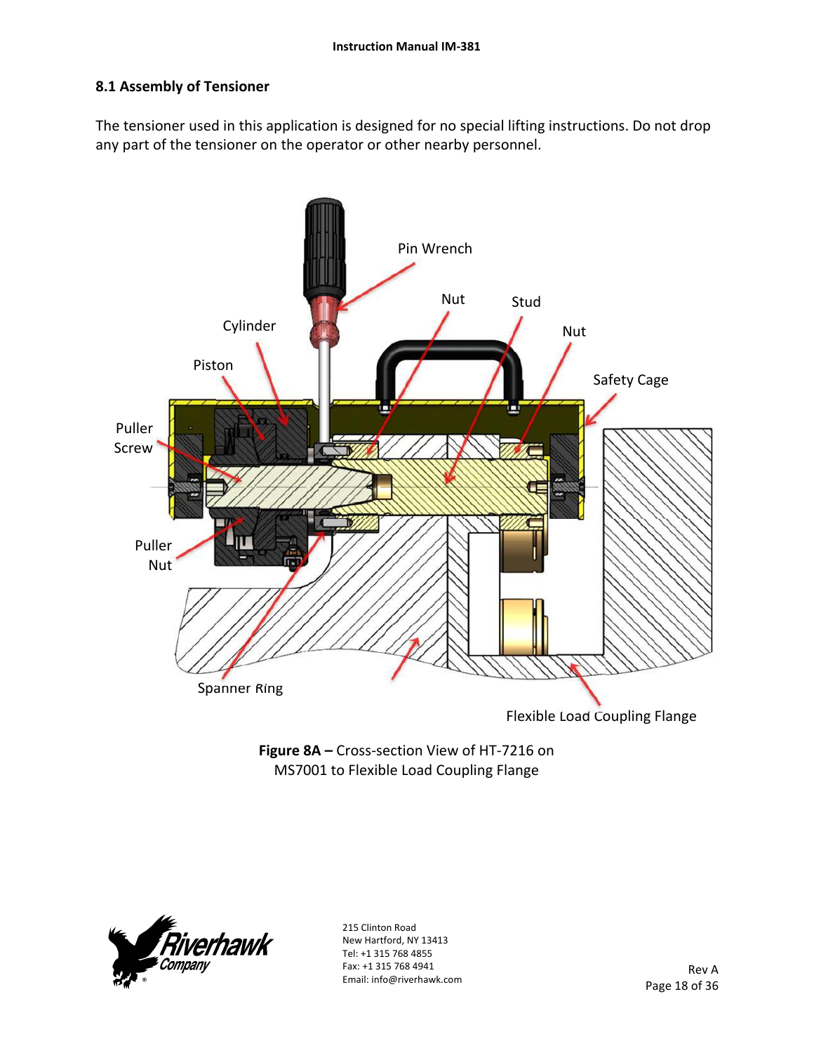## 8.1 Assembly of Tensioner

The tensioner used in this application is designed for no special lifting instructions. Do not drop any part of the tensioner on the operator or other nearby personnel.

**Figure 8A –** Cross-section View of HT-7216 on MS7001 to Flexible Load Coupling Flange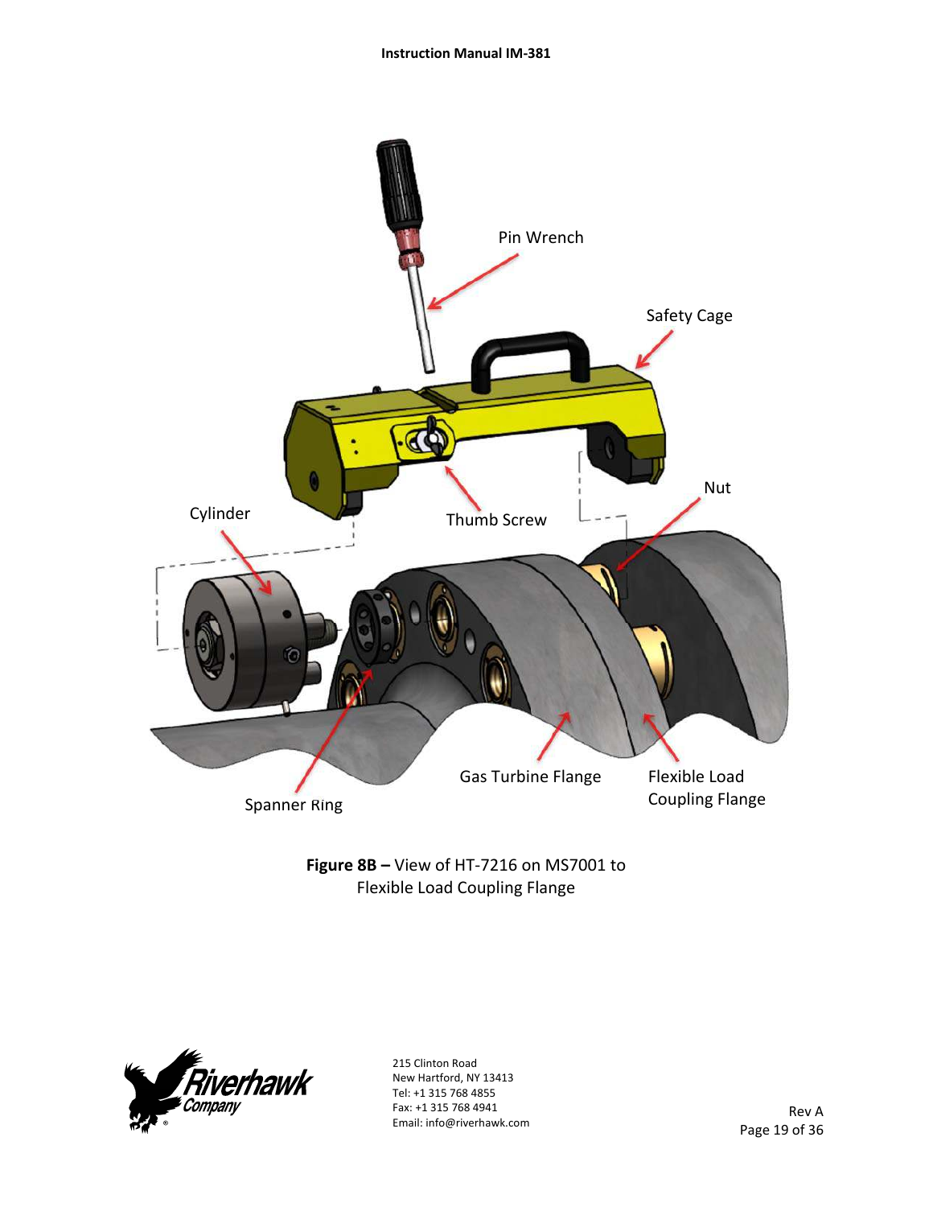**Figure 8B –** View of HT-7216 on MS7001 to Flexible Load Coupling Flange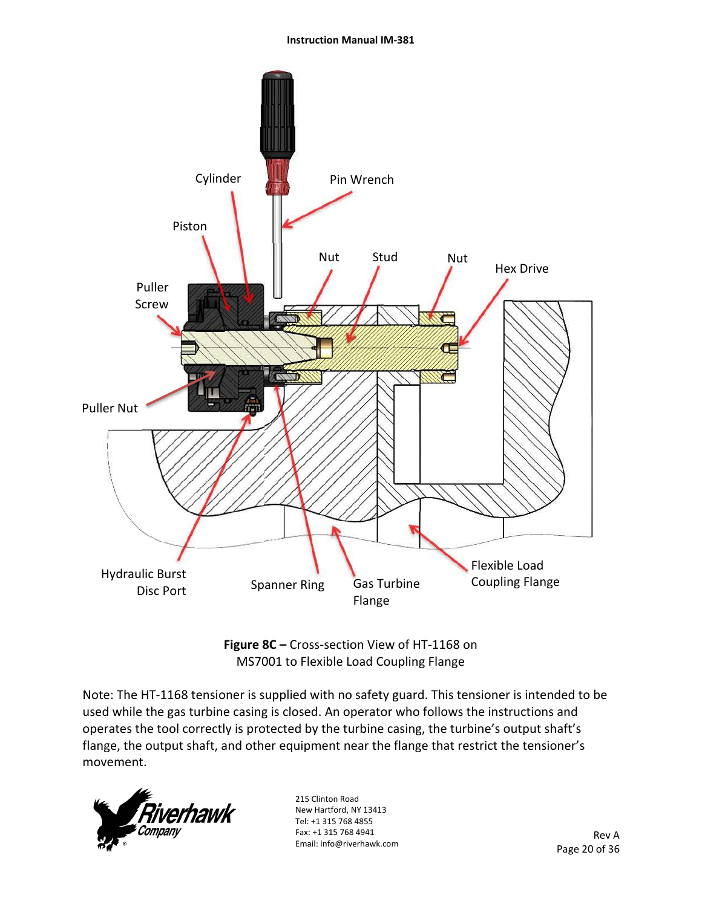**Figure 8C –** Cross-section View of HT-1168 on MS7001 to Flexible Load Coupling Flange

Note: The HT-1168 tensioner is supplied with no safety guard. This tensioner is intended to be used while the gas turbine casing is closed. An operator who follows the instructions and operates the tool correctly is protected by the turbine casing, the turbine's output shaft's flange, the output shaft, and other equipment near the flange that restrict the tensioner's movement.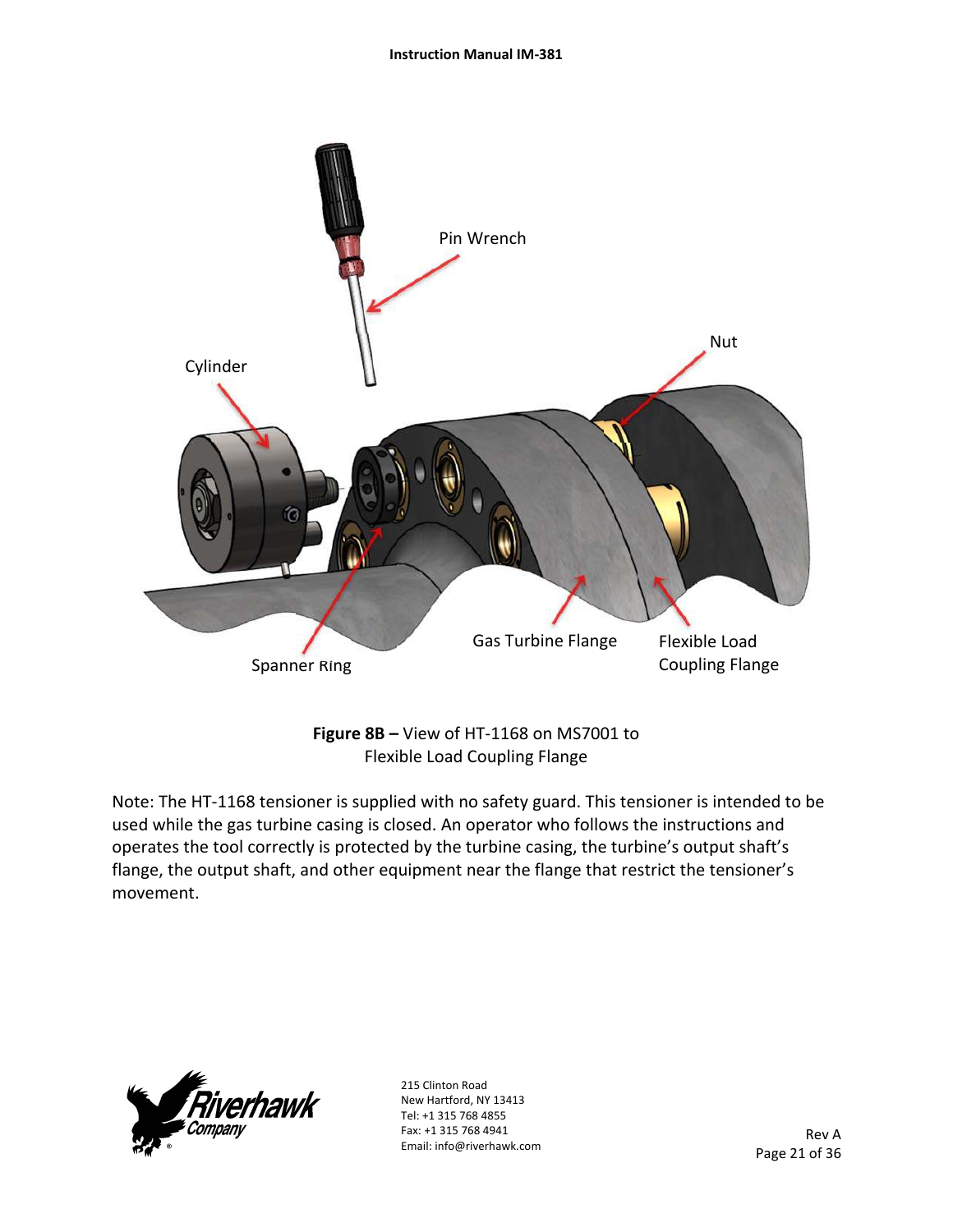**Figure 8B –** View of HT-1168 on MS7001 to Flexible Load Coupling Flange

Note: The HT-1168 tensioner is supplied with no safety guard. This tensioner is intended to be used while the gas turbine casing is closed. An operator who follows the instructions and operates the tool correctly is protected by the turbine casing, the turbine's output shaft's flange, the output shaft, and other equipment near the flange that restrict the tensioner's movement.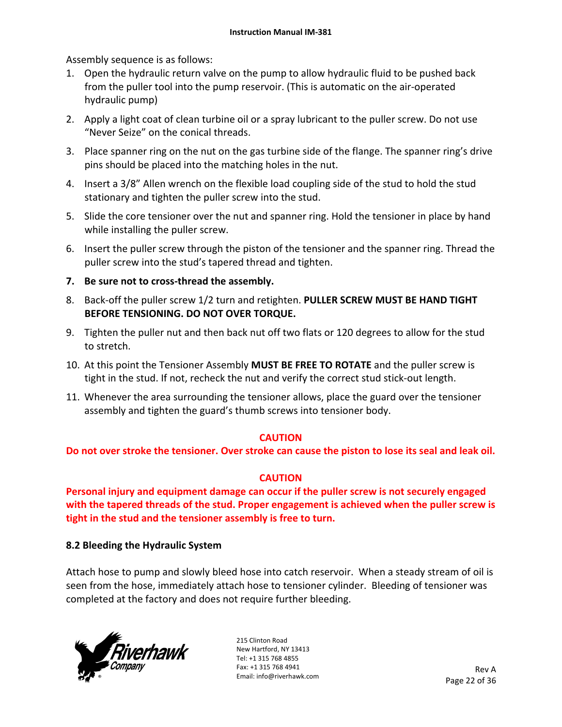Assembly sequence is as follows:

1. Open the hydraulic return valve on the pump to allow hydraulic fluid to be pushed back from the puller tool into the pump reservoir. (This is automatic on the air-operated hydraulic pump)
2. Apply a light coat of clean turbine oil or a spray lubricant to the puller screw. Do not use "Never Seize" on the conical threads.
3. Place spanner ring on the nut on the gas turbine side of the flange. The spanner ring's drive pins should be placed into the matching holes in the nut.
4. Insert a 3/8" Allen wrench on the flexible load coupling side of the stud to hold the stud stationary and tighten the puller screw into the stud.
5. Slide the core tensioner over the nut and spanner ring. Hold the tensioner in place by hand while installing the puller screw.
6. Insert the puller screw through the piston of the tensioner and the spanner ring. Thread the puller screw into the stud's tapered thread and tighten.
7. **Be sure not to cross-thread the assembly.**
8. Back-off the puller screw 1/2 turn and retighten. **PULLER SCREW MUST BE HAND TIGHT BEFORE TENSIONING. DO NOT OVER TORQUE.**
9. Tighten the puller nut and then back nut off two flats or 120 degrees to allow for the stud to stretch.
10. At this point the Tensioner Assembly **MUST BE FREE TO ROTATE** and the puller screw is tight in the stud. If not, recheck the nut and verify the correct stud stick-out length.
11. Whenever the area surrounding the tensioner allows, place the guard over the tensioner assembly and tighten the guard's thumb screws into tensioner body.

**CAUTION**

**Do not over stroke the tensioner. Over stroke can cause the piston to lose its seal and leak oil.**

**CAUTION**

**Personal injury and equipment damage can occur if the puller screw is not securely engaged with the tapered threads of the stud. Proper engagement is achieved when the puller screw is tight in the stud and the tensioner assembly is free to turn.**

### 8.2 Bleeding the Hydraulic System

Attach hose to pump and slowly bleed hose into catch reservoir. When a steady stream of oil is seen from the hose, immediately attach hose to tensioner cylinder. Bleeding of tensioner was completed at the factory and does not require further bleeding.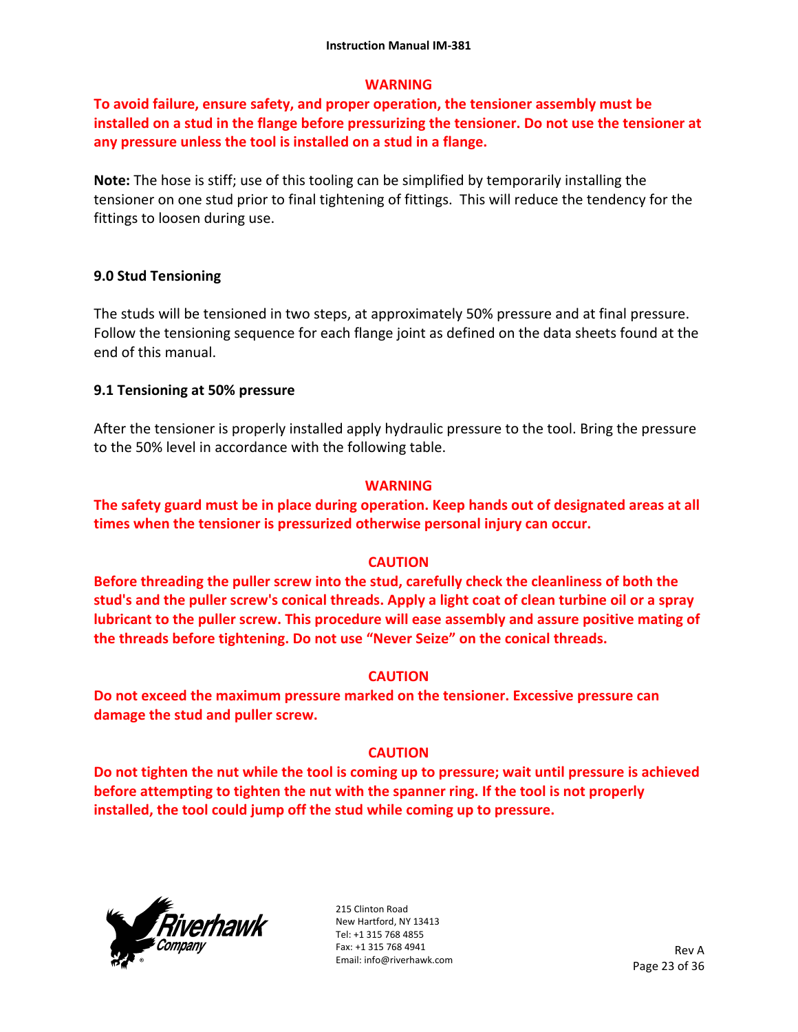**WARNING**

**To avoid failure, ensure safety, and proper operation, the tensioner assembly must be installed on a stud in the flange before pressurizing the tensioner. Do not use the tensioner at any pressure unless the tool is installed on a stud in a flange.**

**Note:** The hose is stiff; use of this tooling can be simplified by temporarily installing the tensioner on one stud prior to final tightening of fittings. This will reduce the tendency for the fittings to loosen during use.

## 9.0 Stud Tensioning

The studs will be tensioned in two steps, at approximately 50% pressure and at final pressure. Follow the tensioning sequence for each flange joint as defined on the data sheets found at the end of this manual.

### 9.1 Tensioning at 50% pressure

After the tensioner is properly installed apply hydraulic pressure to the tool. Bring the pressure to the 50% level in accordance with the following table.

**WARNING**

**The safety guard must be in place during operation. Keep hands out of designated areas at all times when the tensioner is pressurized otherwise personal injury can occur.**

**CAUTION**

**Before threading the puller screw into the stud, carefully check the cleanliness of both the stud's and the puller screw's conical threads. Apply a light coat of clean turbine oil or a spray lubricant to the puller screw. This procedure will ease assembly and assure positive mating of the threads before tightening. Do not use "Never Seize" on the conical threads.**

**CAUTION**

**Do not exceed the maximum pressure marked on the tensioner. Excessive pressure can damage the stud and puller screw.**

**CAUTION**

**Do not tighten the nut while the tool is coming up to pressure; wait until pressure is achieved before attempting to tighten the nut with the spanner ring. If the tool is not properly installed, the tool could jump off the stud while coming up to pressure.**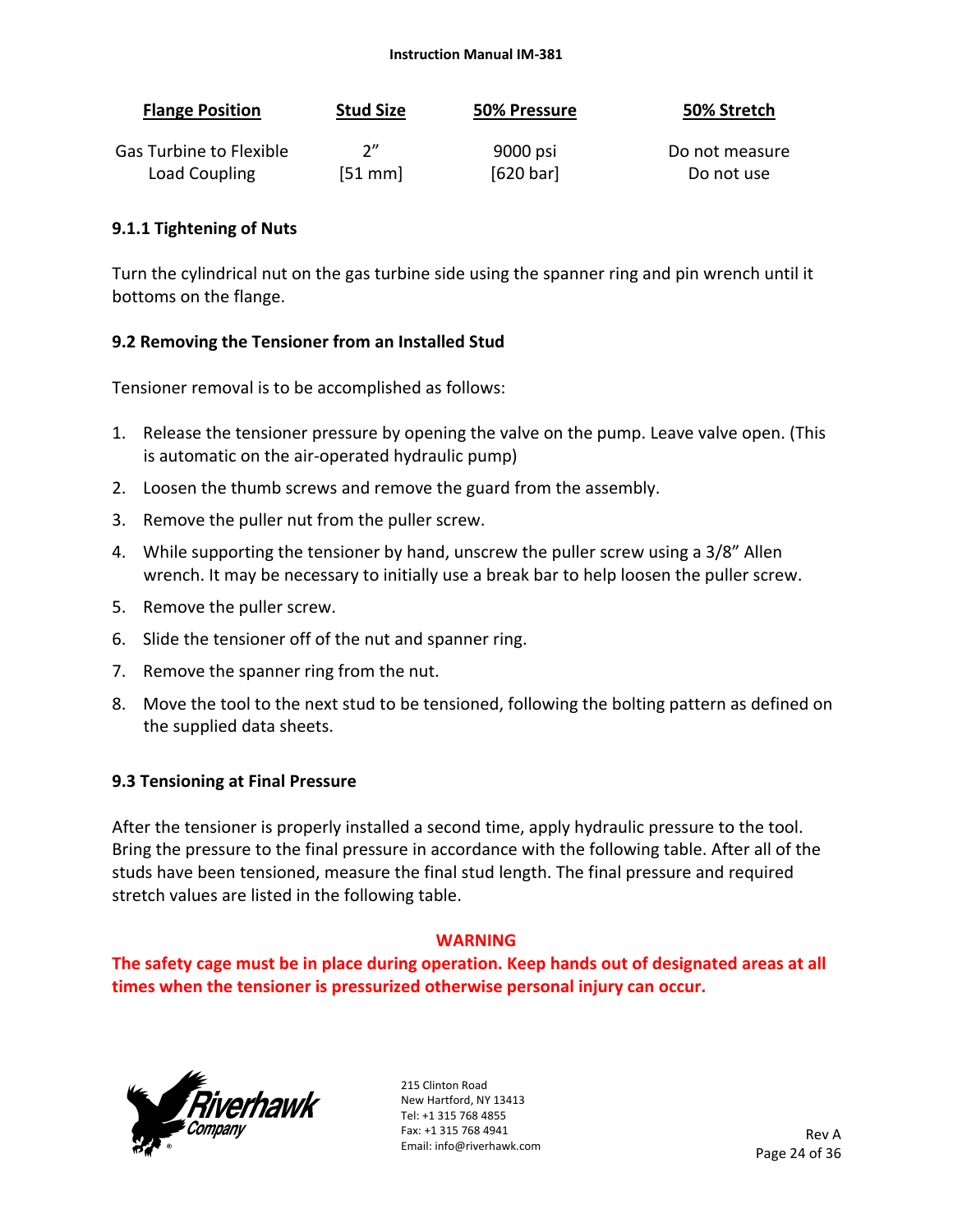| Flange Position | Stud Size | 50% Pressure | 50% Stretch |
|---|---|---|---|
| Gas Turbine to Flexible Load Coupling | 2” [51 mm] | 9000 psi [620 bar] | Do not measure Do not use |

### 9.1.1 Tightening of Nuts

Turn the cylindrical nut on the gas turbine side using the spanner ring and pin wrench until it bottoms on the flange.

### 9.2 Removing the Tensioner from an Installed Stud

Tensioner removal is to be accomplished as follows:

1. Release the tensioner pressure by opening the valve on the pump. Leave valve open. (This is automatic on the air-operated hydraulic pump)
2. Loosen the thumb screws and remove the guard from the assembly.
3. Remove the puller nut from the puller screw.
4. While supporting the tensioner by hand, unscrew the puller screw using a 3/8” Allen wrench. It may be necessary to initially use a break bar to help loosen the puller screw.
5. Remove the puller screw.
6. Slide the tensioner off of the nut and spanner ring.
7. Remove the spanner ring from the nut.
8. Move the tool to the next stud to be tensioned, following the bolting pattern as defined on the supplied data sheets.

### 9.3 Tensioning at Final Pressure

After the tensioner is properly installed a second time, apply hydraulic pressure to the tool. Bring the pressure to the final pressure in accordance with the following table. After all of the studs have been tensioned, measure the final stud length. The final pressure and required stretch values are listed in the following table.

**WARNING**

**The safety cage must be in place during operation. Keep hands out of designated areas at all times when the tensioner is pressurized otherwise personal injury can occur.**

215 Clinton Road
New Hartford, NY 13413
Tel: +1 315 768 4855
Fax: +1 315 768 4941
Email: info@riverhawk.com

Rev A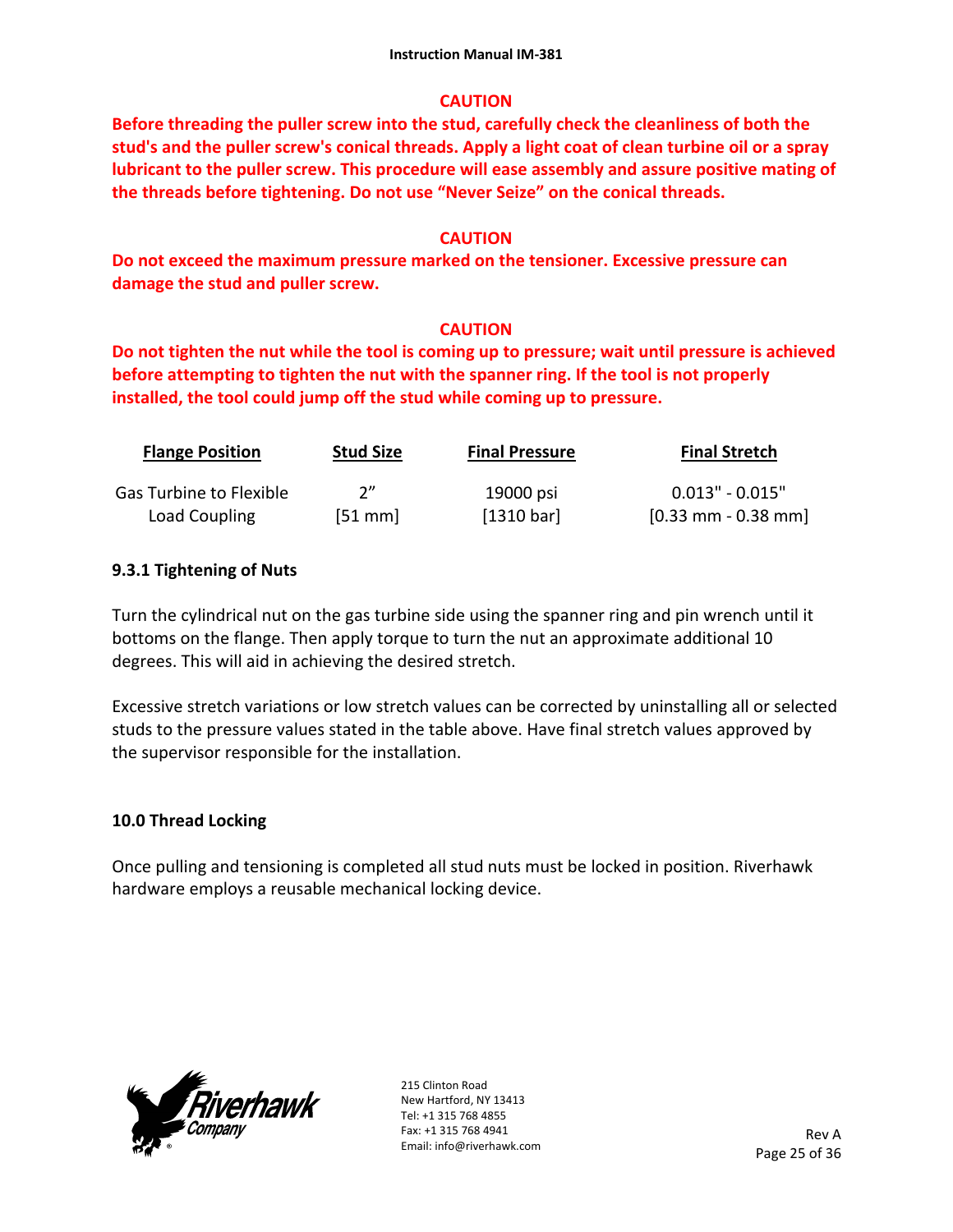**CAUTION**

**Before threading the puller screw into the stud, carefully check the cleanliness of both the stud's and the puller screw's conical threads. Apply a light coat of clean turbine oil or a spray lubricant to the puller screw. This procedure will ease assembly and assure positive mating of the threads before tightening. Do not use "Never Seize" on the conical threads.**

**CAUTION**

**Do not exceed the maximum pressure marked on the tensioner. Excessive pressure can damage the stud and puller screw.**

**CAUTION**

**Do not tighten the nut while the tool is coming up to pressure; wait until pressure is achieved before attempting to tighten the nut with the spanner ring. If the tool is not properly installed, the tool could jump off the stud while coming up to pressure.**

| Flange Position | Stud Size | Final Pressure | Final Stretch |
|---|---|---|---|
| Gas Turbine to Flexible Load Coupling | 2" [51 mm] | 19000 psi [1310 bar] | 0.013" - 0.015" [0.33 mm - 0.38 mm] |

### 9.3.1 Tightening of Nuts

Turn the cylindrical nut on the gas turbine side using the spanner ring and pin wrench until it bottoms on the flange. Then apply torque to turn the nut an approximate additional 10 degrees. This will aid in achieving the desired stretch.

Excessive stretch variations or low stretch values can be corrected by uninstalling all or selected studs to the pressure values stated in the table above. Have final stretch values approved by the supervisor responsible for the installation.

## 10.0 Thread Locking

Once pulling and tensioning is completed all stud nuts must be locked in position. Riverhawk hardware employs a reusable mechanical locking device.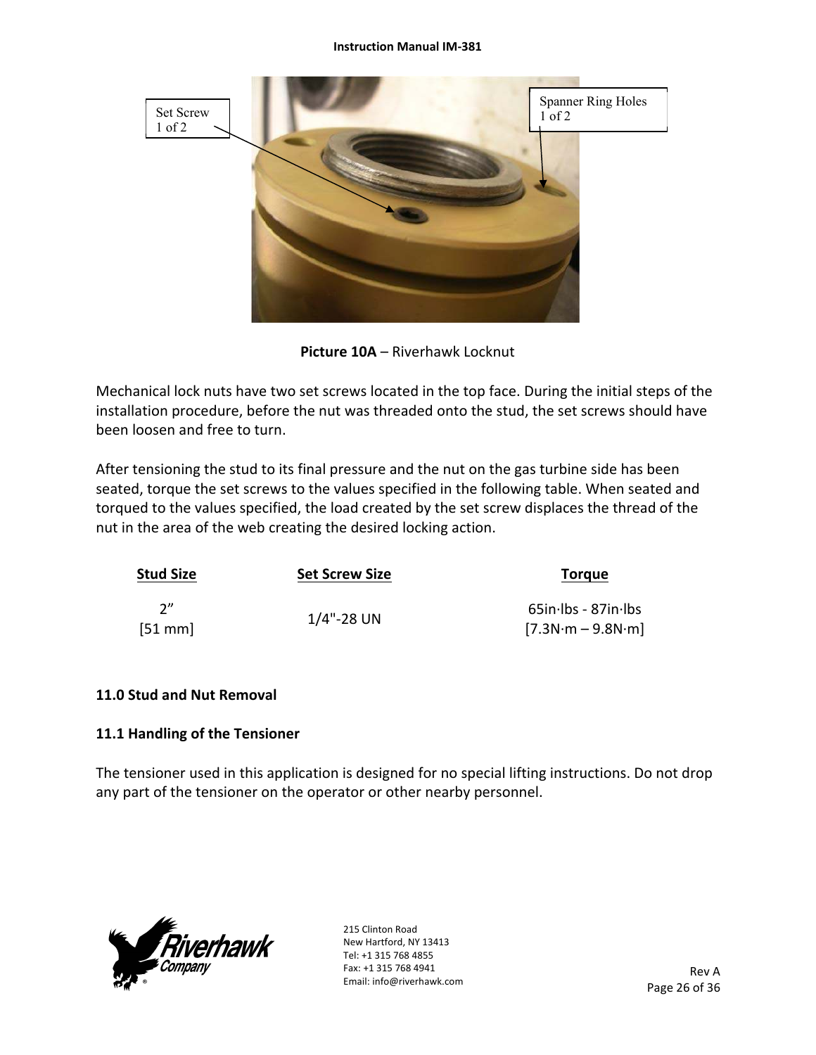Set Screw
1 of 2

Spanner Ring Holes
1 of 2

**Picture 10A** – Riverhawk Locknut

Mechanical lock nuts have two set screws located in the top face. During the initial steps of the installation procedure, before the nut was threaded onto the stud, the set screws should have been loosen and free to turn.

After tensioning the stud to its final pressure and the nut on the gas turbine side has been seated, torque the set screws to the values specified in the following table. When seated and torqued to the values specified, the load created by the set screw displaces the thread of the nut in the area of the web creating the desired locking action.

| Stud Size | Set Screw Size | Torque |
|---|---|---|
| 2” [51 mm] | 1/4"-28 UN | 65in·lbs - 87in·lbs [7.3N·m – 9.8N·m] |

## 11.0 Stud and Nut Removal

### 11.1 Handling of the Tensioner

The tensioner used in this application is designed for no special lifting instructions. Do not drop any part of the tensioner on the operator or other nearby personnel.

215 Clinton Road
New Hartford, NY 13413
Tel: +1 315 768 4855
Fax: +1 315 768 4941
Email: info@riverhawk.com

Rev A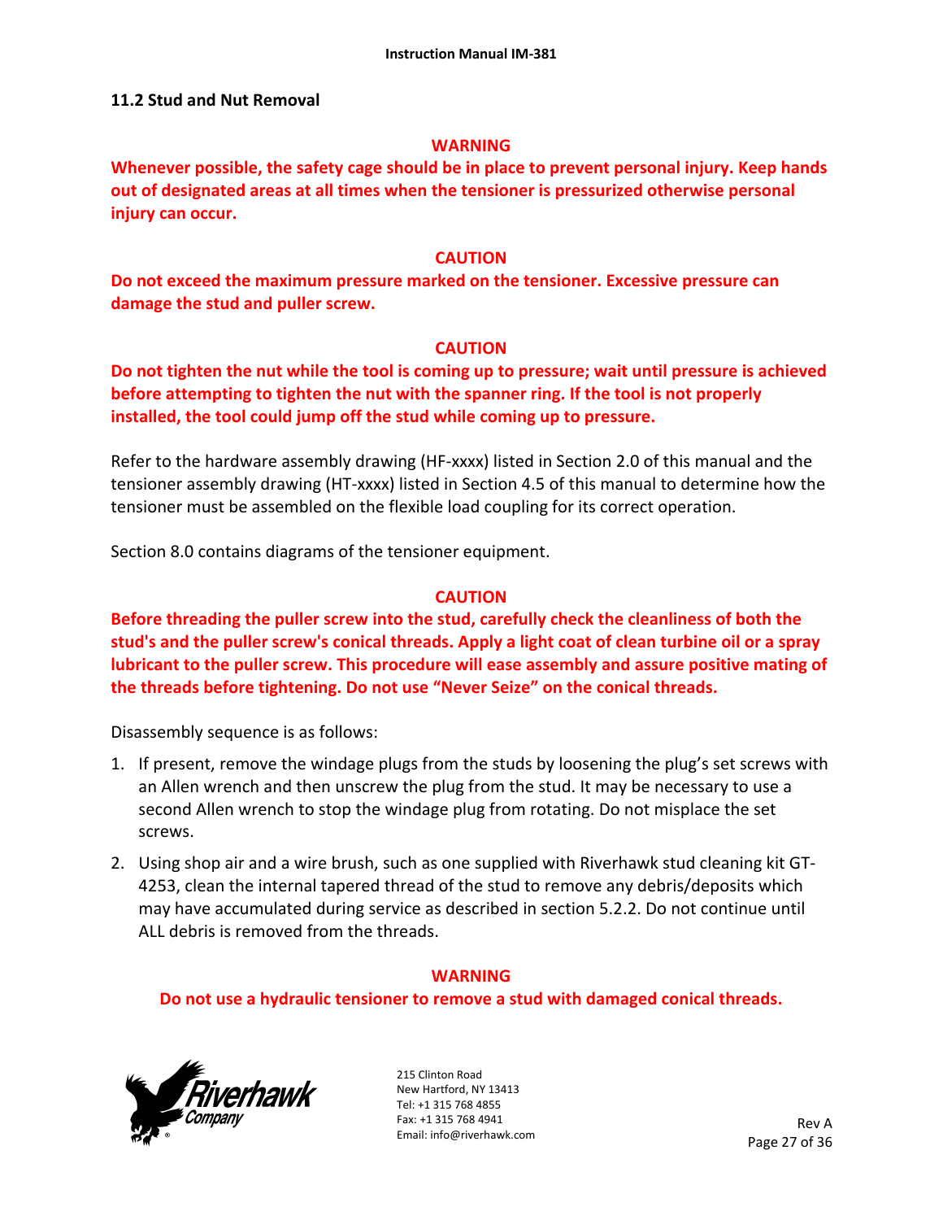### 11.2 Stud and Nut Removal

**WARNING**

**Whenever possible, the safety cage should be in place to prevent personal injury. Keep hands out of designated areas at all times when the tensioner is pressurized otherwise personal injury can occur.**

**CAUTION**

**Do not exceed the maximum pressure marked on the tensioner. Excessive pressure can damage the stud and puller screw.**

**CAUTION**

**Do not tighten the nut while the tool is coming up to pressure; wait until pressure is achieved before attempting to tighten the nut with the spanner ring. If the tool is not properly installed, the tool could jump off the stud while coming up to pressure.**

Refer to the hardware assembly drawing (HF-xxxx) listed in Section 2.0 of this manual and the tensioner assembly drawing (HT-xxxx) listed in Section 4.5 of this manual to determine how the tensioner must be assembled on the flexible load coupling for its correct operation.

Section 8.0 contains diagrams of the tensioner equipment.

**CAUTION**

**Before threading the puller screw into the stud, carefully check the cleanliness of both the stud's and the puller screw's conical threads. Apply a light coat of clean turbine oil or a spray lubricant to the puller screw. This procedure will ease assembly and assure positive mating of the threads before tightening. Do not use "Never Seize" on the conical threads.**

Disassembly sequence is as follows:

1. If present, remove the windage plugs from the studs by loosening the plug's set screws with an Allen wrench and then unscrew the plug from the stud. It may be necessary to use a second Allen wrench to stop the windage plug from rotating. Do not misplace the set screws.
2. Using shop air and a wire brush, such as one supplied with Riverhawk stud cleaning kit GT-4253, clean the internal tapered thread of the stud to remove any debris/deposits which may have accumulated during service as described in section 5.2.2. Do not continue until ALL debris is removed from the threads.

**WARNING**

**Do not use a hydraulic tensioner to remove a stud with damaged conical threads.**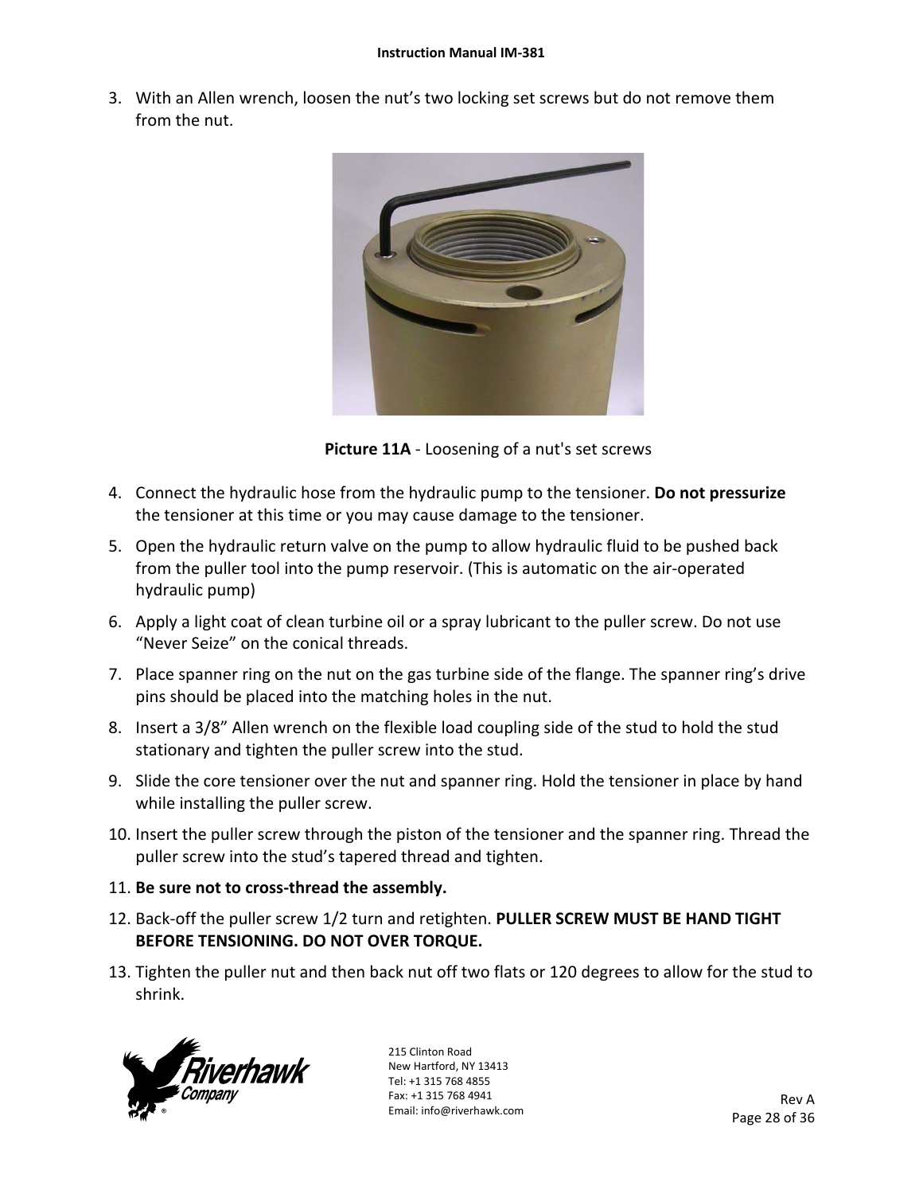3. With an Allen wrench, loosen the nut's two locking set screws but do not remove them from the nut.

**Picture 11A** - Loosening of a nut's set screws

4. Connect the hydraulic hose from the hydraulic pump to the tensioner. **Do not pressurize** the tensioner at this time or you may cause damage to the tensioner.
5. Open the hydraulic return valve on the pump to allow hydraulic fluid to be pushed back from the puller tool into the pump reservoir. (This is automatic on the air-operated hydraulic pump)
6. Apply a light coat of clean turbine oil or a spray lubricant to the puller screw. Do not use "Never Seize" on the conical threads.
7. Place spanner ring on the nut on the gas turbine side of the flange. The spanner ring's drive pins should be placed into the matching holes in the nut.
8. Insert a 3/8" Allen wrench on the flexible load coupling side of the stud to hold the stud stationary and tighten the puller screw into the stud.
9. Slide the core tensioner over the nut and spanner ring. Hold the tensioner in place by hand while installing the puller screw.
10. Insert the puller screw through the piston of the tensioner and the spanner ring. Thread the puller screw into the stud's tapered thread and tighten.
11. **Be sure not to cross-thread the assembly.**
12. Back-off the puller screw 1/2 turn and retighten. **PULLER SCREW MUST BE HAND TIGHT BEFORE TENSIONING. DO NOT OVER TORQUE.**
13. Tighten the puller nut and then back nut off two flats or 120 degrees to allow for the stud to shrink.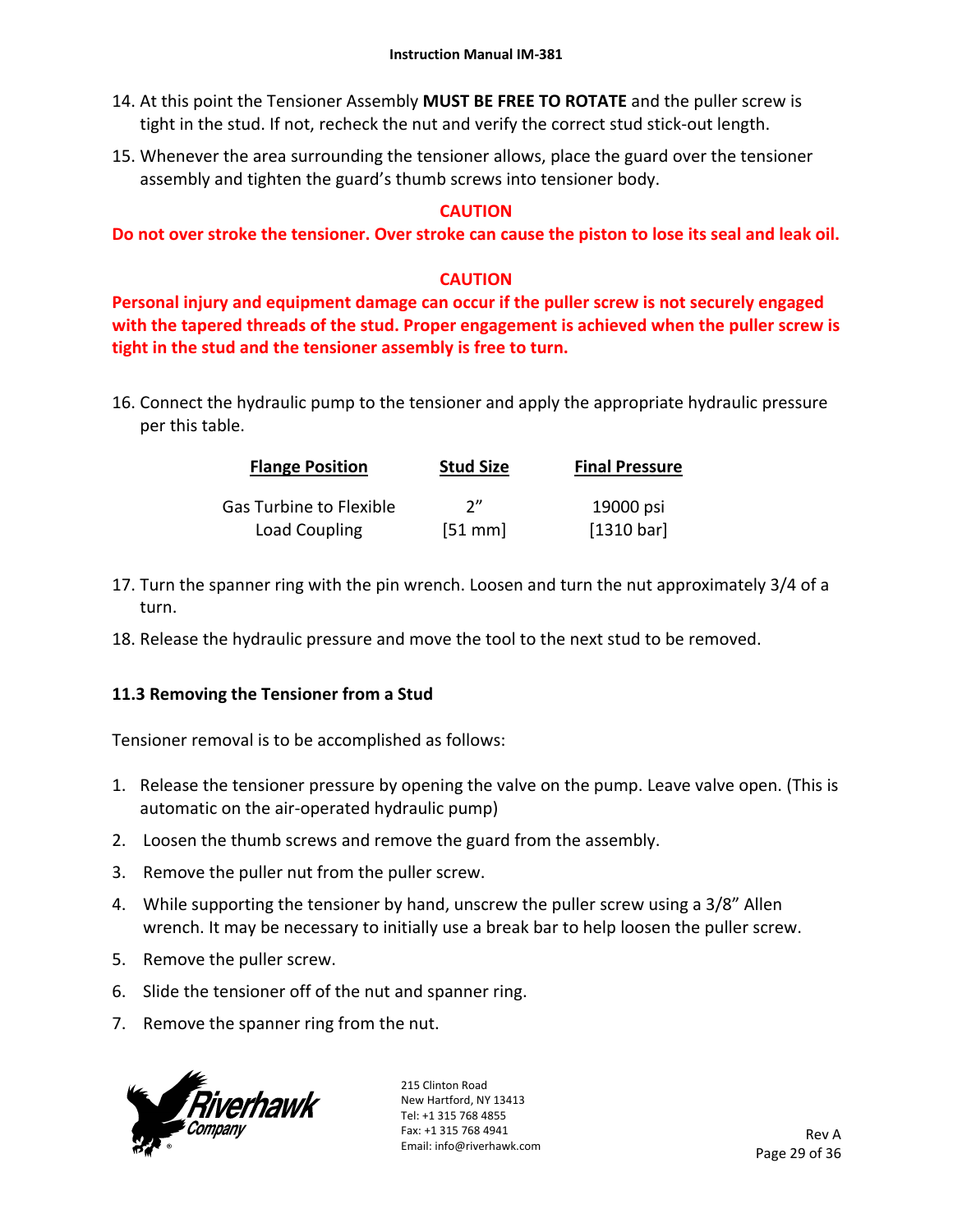14. At this point the Tensioner Assembly **MUST BE FREE TO ROTATE** and the puller screw is tight in the stud. If not, recheck the nut and verify the correct stud stick-out length.

15. Whenever the area surrounding the tensioner allows, place the guard over the tensioner assembly and tighten the guard's thumb screws into tensioner body.

**CAUTION**

**Do not over stroke the tensioner. Over stroke can cause the piston to lose its seal and leak oil.**

**CAUTION**

**Personal injury and equipment damage can occur if the puller screw is not securely engaged with the tapered threads of the stud. Proper engagement is achieved when the puller screw is tight in the stud and the tensioner assembly is free to turn.**

16. Connect the hydraulic pump to the tensioner and apply the appropriate hydraulic pressure per this table.

| Flange Position | Stud Size | Final Pressure |
|---|---|---|
| Gas Turbine to Flexible Load Coupling | 2" [51 mm] | 19000 psi [1310 bar] |

17. Turn the spanner ring with the pin wrench. Loosen and turn the nut approximately 3/4 of a turn.

18. Release the hydraulic pressure and move the tool to the next stud to be removed.

### 11.3 Removing the Tensioner from a Stud

Tensioner removal is to be accomplished as follows:

1. Release the tensioner pressure by opening the valve on the pump. Leave valve open. (This is automatic on the air-operated hydraulic pump)
2. Loosen the thumb screws and remove the guard from the assembly.
3. Remove the puller nut from the puller screw.
4. While supporting the tensioner by hand, unscrew the puller screw using a 3/8" Allen wrench. It may be necessary to initially use a break bar to help loosen the puller screw.
5. Remove the puller screw.
6. Slide the tensioner off of the nut and spanner ring.
7. Remove the spanner ring from the nut.

215 Clinton Road
New Hartford, NY 13413
Tel: +1 315 768 4855
Fax: +1 315 768 4941
Email: info@riverhawk.com

Rev A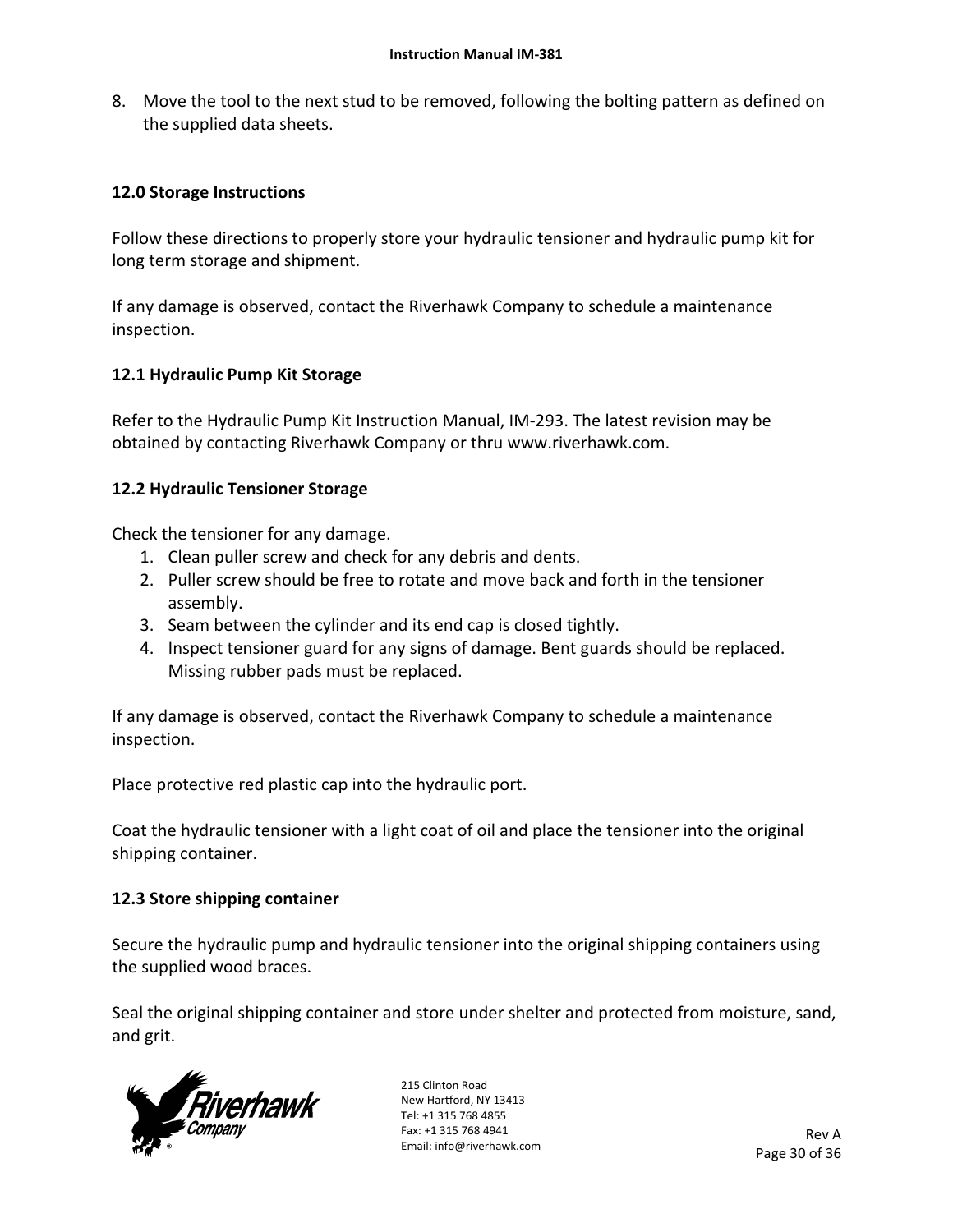8. Move the tool to the next stud to be removed, following the bolting pattern as defined on the supplied data sheets.

## 12.0 Storage Instructions

Follow these directions to properly store your hydraulic tensioner and hydraulic pump kit for long term storage and shipment.

If any damage is observed, contact the Riverhawk Company to schedule a maintenance inspection.

### 12.1 Hydraulic Pump Kit Storage

Refer to the Hydraulic Pump Kit Instruction Manual, IM-293. The latest revision may be obtained by contacting Riverhawk Company or thru www.riverhawk.com.

### 12.2 Hydraulic Tensioner Storage

Check the tensioner for any damage.

1. Clean puller screw and check for any debris and dents.
2. Puller screw should be free to rotate and move back and forth in the tensioner assembly.
3. Seam between the cylinder and its end cap is closed tightly.
4. Inspect tensioner guard for any signs of damage. Bent guards should be replaced. Missing rubber pads must be replaced.

If any damage is observed, contact the Riverhawk Company to schedule a maintenance inspection.

Place protective red plastic cap into the hydraulic port.

Coat the hydraulic tensioner with a light coat of oil and place the tensioner into the original shipping container.

### 12.3 Store shipping container

Secure the hydraulic pump and hydraulic tensioner into the original shipping containers using the supplied wood braces.

Seal the original shipping container and store under shelter and protected from moisture, sand, and grit.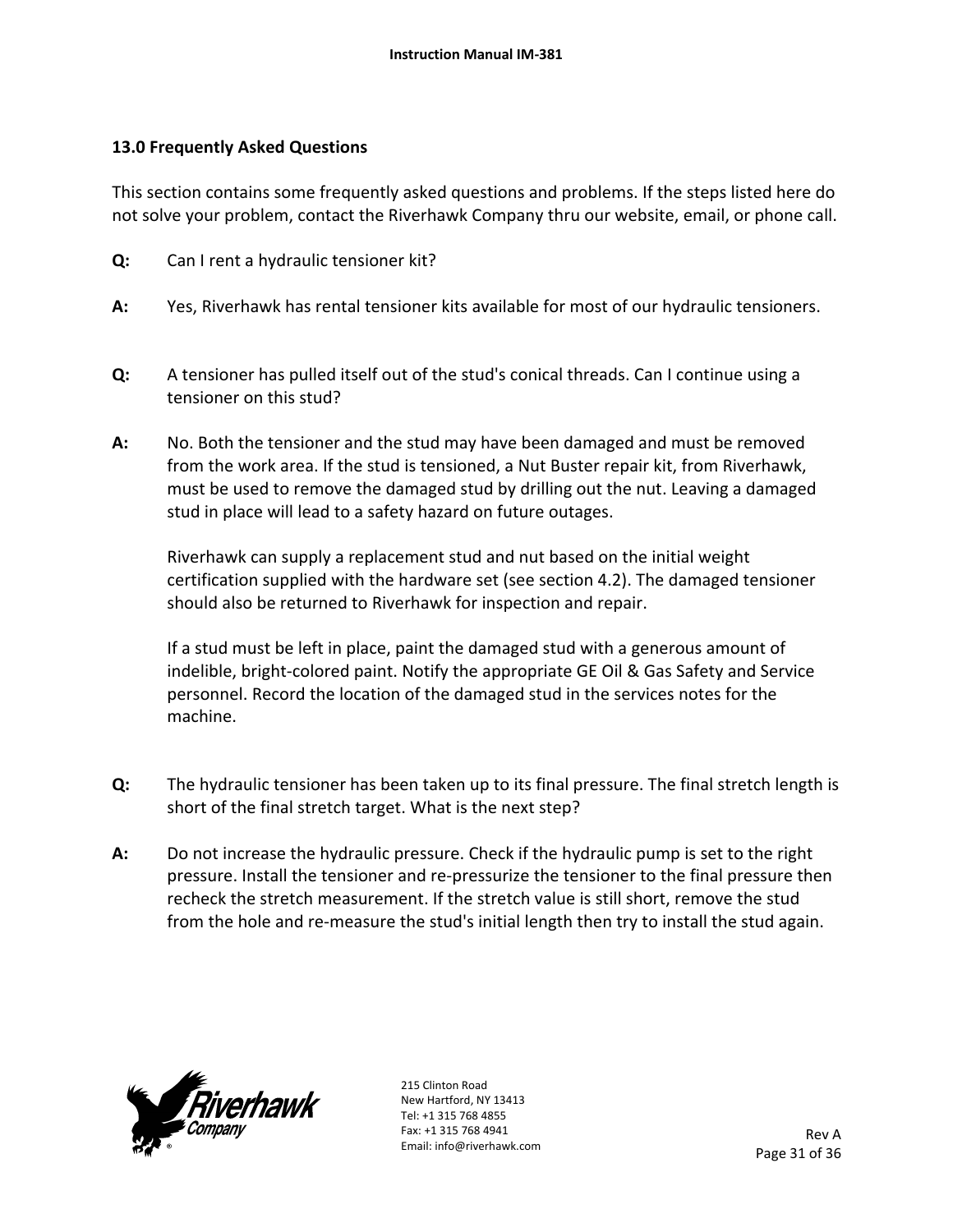## 13.0 Frequently Asked Questions

This section contains some frequently asked questions and problems. If the steps listed here do not solve your problem, contact the Riverhawk Company thru our website, email, or phone call.

**Q:** Can I rent a hydraulic tensioner kit?

**A:** Yes, Riverhawk has rental tensioner kits available for most of our hydraulic tensioners.

**Q:** A tensioner has pulled itself out of the stud's conical threads. Can I continue using a tensioner on this stud?

**A:** No. Both the tensioner and the stud may have been damaged and must be removed from the work area. If the stud is tensioned, a Nut Buster repair kit, from Riverhawk, must be used to remove the damaged stud by drilling out the nut. Leaving a damaged stud in place will lead to a safety hazard on future outages.

Riverhawk can supply a replacement stud and nut based on the initial weight certification supplied with the hardware set (see section 4.2). The damaged tensioner should also be returned to Riverhawk for inspection and repair.

If a stud must be left in place, paint the damaged stud with a generous amount of indelible, bright-colored paint. Notify the appropriate GE Oil & Gas Safety and Service personnel. Record the location of the damaged stud in the services notes for the machine.

**Q:** The hydraulic tensioner has been taken up to its final pressure. The final stretch length is short of the final stretch target. What is the next step?

**A:** Do not increase the hydraulic pressure. Check if the hydraulic pump is set to the right pressure. Install the tensioner and re-pressurize the tensioner to the final pressure then recheck the stretch measurement. If the stretch value is still short, remove the stud from the hole and re-measure the stud's initial length then try to install the stud again.

215 Clinton Road
New Hartford, NY 13413
Tel: +1 315 768 4855
Fax: +1 315 768 4941
Email: info@riverhawk.com

Rev A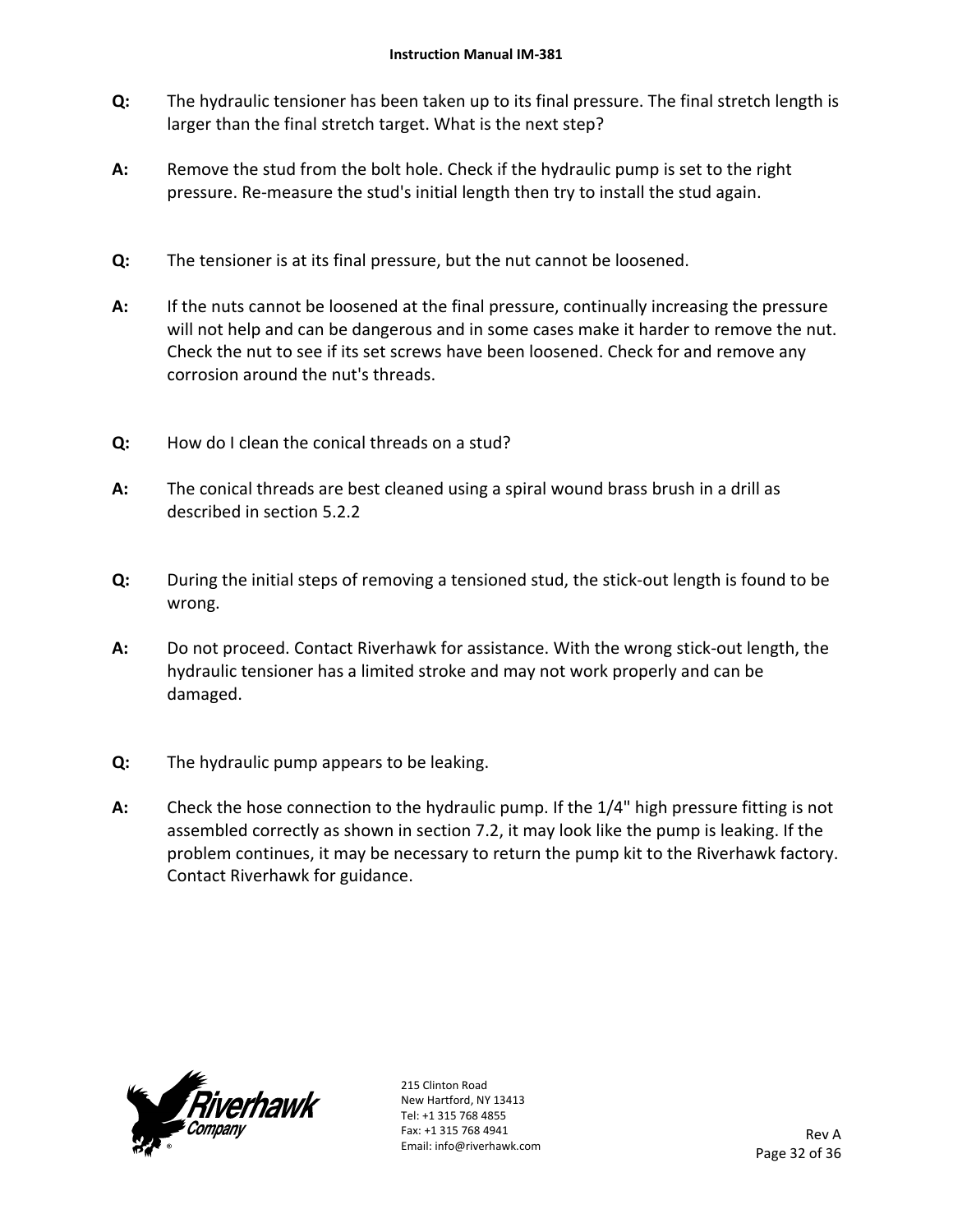**Q:** The hydraulic tensioner has been taken up to its final pressure. The final stretch length is larger than the final stretch target. What is the next step?

**A:** Remove the stud from the bolt hole. Check if the hydraulic pump is set to the right pressure. Re-measure the stud's initial length then try to install the stud again.

**Q:** The tensioner is at its final pressure, but the nut cannot be loosened.

**A:** If the nuts cannot be loosened at the final pressure, continually increasing the pressure will not help and can be dangerous and in some cases make it harder to remove the nut. Check the nut to see if its set screws have been loosened. Check for and remove any corrosion around the nut's threads.

**Q:** How do I clean the conical threads on a stud?

**A:** The conical threads are best cleaned using a spiral wound brass brush in a drill as described in section 5.2.2

**Q:** During the initial steps of removing a tensioned stud, the stick-out length is found to be wrong.

**A:** Do not proceed. Contact Riverhawk for assistance. With the wrong stick-out length, the hydraulic tensioner has a limited stroke and may not work properly and can be damaged.

**Q:** The hydraulic pump appears to be leaking.

**A:** Check the hose connection to the hydraulic pump. If the 1/4" high pressure fitting is not assembled correctly as shown in section 7.2, it may look like the pump is leaking. If the problem continues, it may be necessary to return the pump kit to the Riverhawk factory. Contact Riverhawk for guidance.

215 Clinton Road
New Hartford, NY 13413
Tel: +1 315 768 4855
Fax: +1 315 768 4941
Email: info@riverhawk.com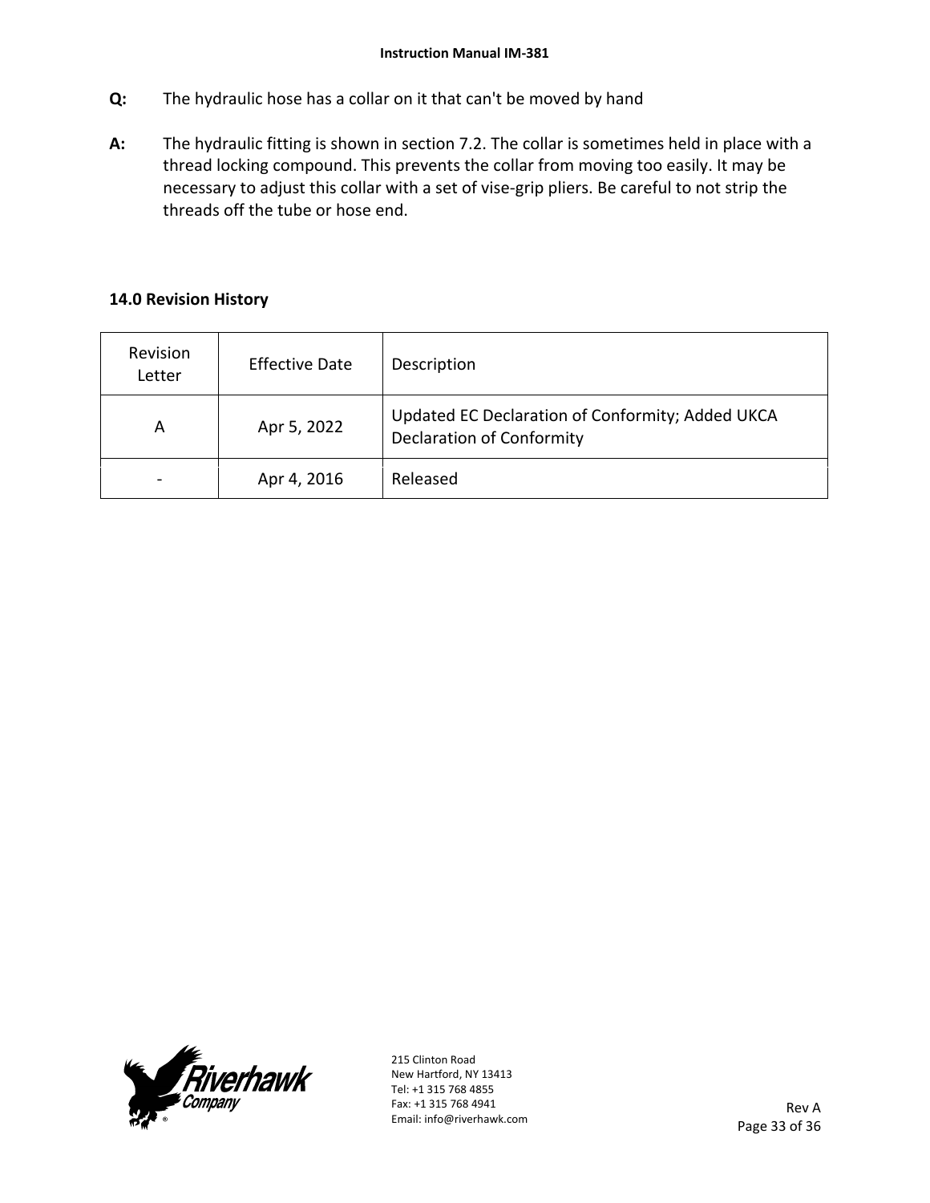**Q:** The hydraulic hose has a collar on it that can't be moved by hand

**A:** The hydraulic fitting is shown in section 7.2. The collar is sometimes held in place with a thread locking compound. This prevents the collar from moving too easily. It may be necessary to adjust this collar with a set of vise-grip pliers. Be careful to not strip the threads off the tube or hose end.

## 14.0 Revision History

| Revision Letter | Effective Date | Description |
|---|---|---|
| A | Apr 5, 2022 | Updated EC Declaration of Conformity; Added UKCA Declaration of Conformity |
| - | Apr 4, 2016 | Released |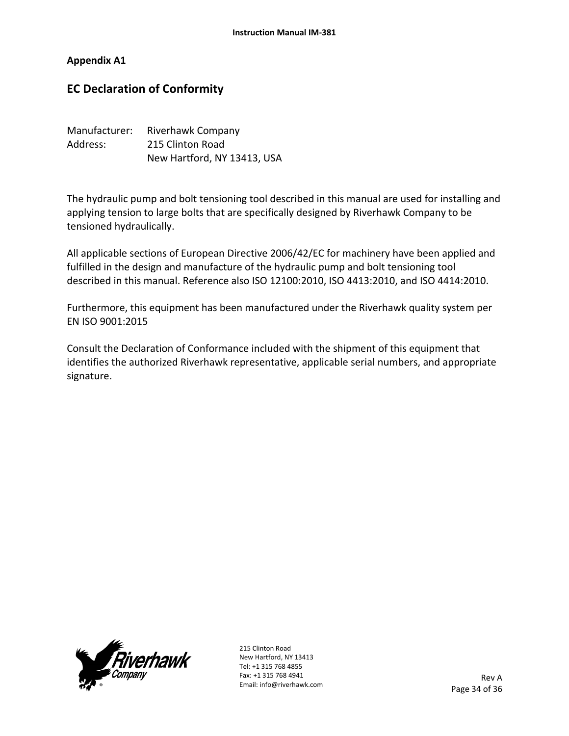## Appendix A1

# EC Declaration of Conformity

Manufacturer: Riverhawk Company
Address: 215 Clinton Road
New Hartford, NY 13413, USA

The hydraulic pump and bolt tensioning tool described in this manual are used for installing and applying tension to large bolts that are specifically designed by Riverhawk Company to be tensioned hydraulically.

All applicable sections of European Directive 2006/42/EC for machinery have been applied and fulfilled in the design and manufacture of the hydraulic pump and bolt tensioning tool described in this manual. Reference also ISO 12100:2010, ISO 4413:2010, and ISO 4414:2010.

Furthermore, this equipment has been manufactured under the Riverhawk quality system per EN ISO 9001:2015

Consult the Declaration of Conformance included with the shipment of this equipment that identifies the authorized Riverhawk representative, applicable serial numbers, and appropriate signature.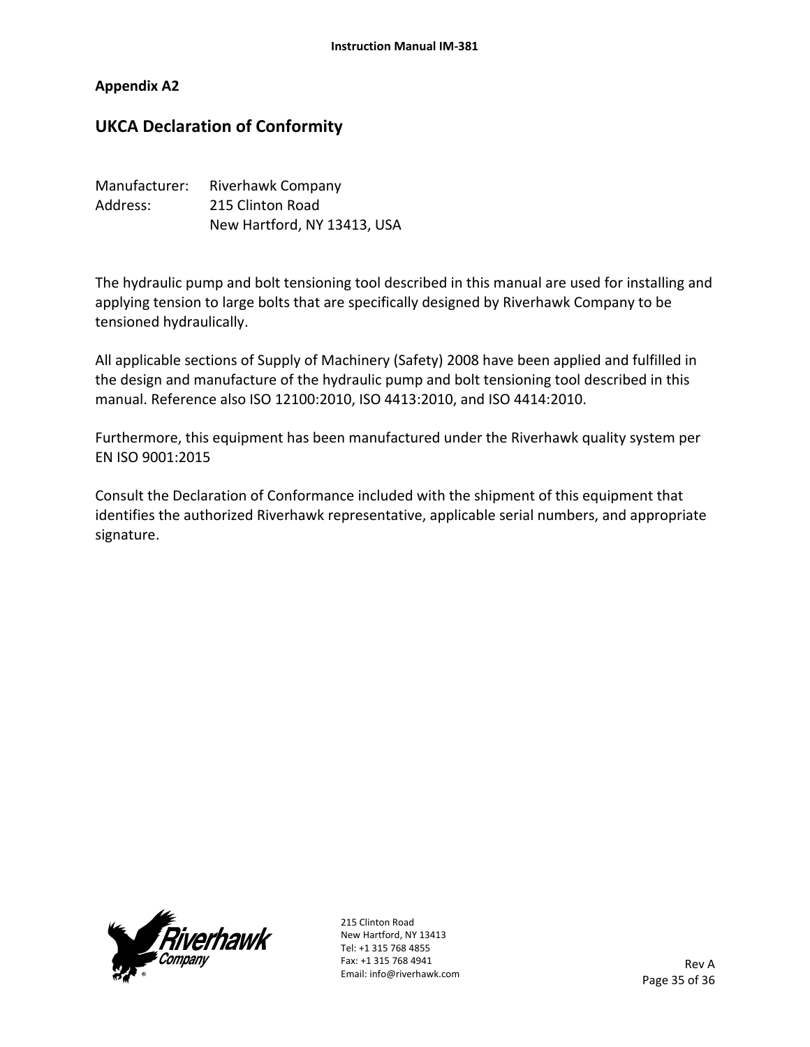## Appendix A2

# UKCA Declaration of Conformity

Manufacturer: Riverhawk Company
Address: 215 Clinton Road
New Hartford, NY 13413, USA

The hydraulic pump and bolt tensioning tool described in this manual are used for installing and applying tension to large bolts that are specifically designed by Riverhawk Company to be tensioned hydraulically.

All applicable sections of Supply of Machinery (Safety) 2008 have been applied and fulfilled in the design and manufacture of the hydraulic pump and bolt tensioning tool described in this manual. Reference also ISO 12100:2010, ISO 4413:2010, and ISO 4414:2010.

Furthermore, this equipment has been manufactured under the Riverhawk quality system per EN ISO 9001:2015

Consult the Declaration of Conformance included with the shipment of this equipment that identifies the authorized Riverhawk representative, applicable serial numbers, and appropriate signature.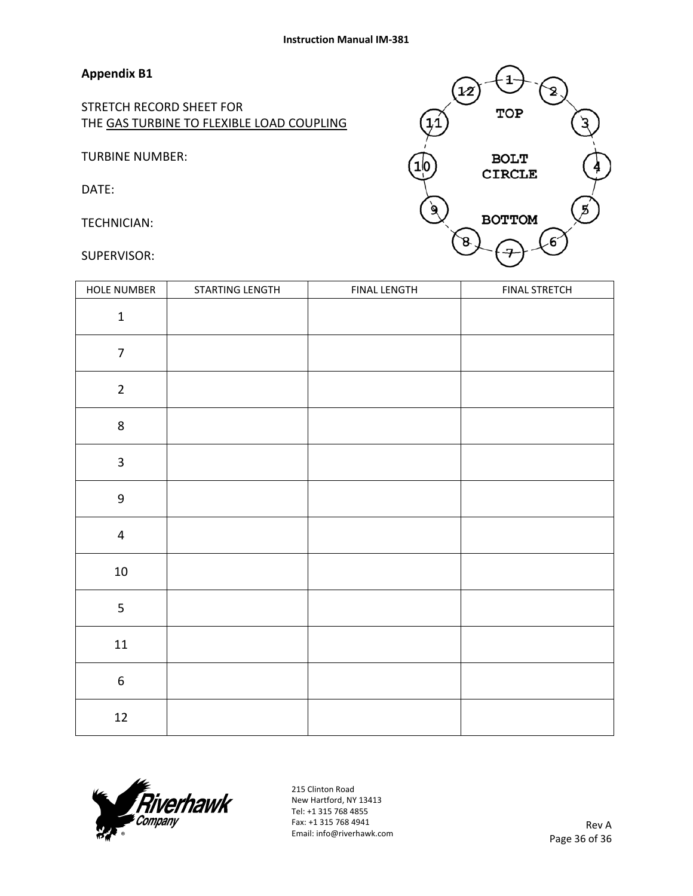**Appendix B1**

STRETCH RECORD SHEET FOR
THE <u>GAS TURBINE TO FLEXIBLE LOAD COUPLING</u>

TURBINE NUMBER:

DATE:

TECHNICIAN:

SUPERVISOR:

1
2
3
4
5
6
7
8
9
10
11
12
TOP
BOLT CIRCLE
BOTTOM

| HOLE NUMBER | STARTING LENGTH | FINAL LENGTH | FINAL STRETCH |
|---|---|---|---|
| 1 | | | |
| 7 | | | |
| 2 | | | |
| 8 | | | |
| 3 | | | |
| 9 | | | |
| 4 | | | |
| 10 | | | |
| 5 | | | |
| 11 | | | |
| 6 | | | |
| 12 | | | |

215 Clinton Road
New Hartford, NY 13413
Tel: +1 315 768 4855
Fax: +1 315 768 4941
Email: info@riverhawk.com

Rev A